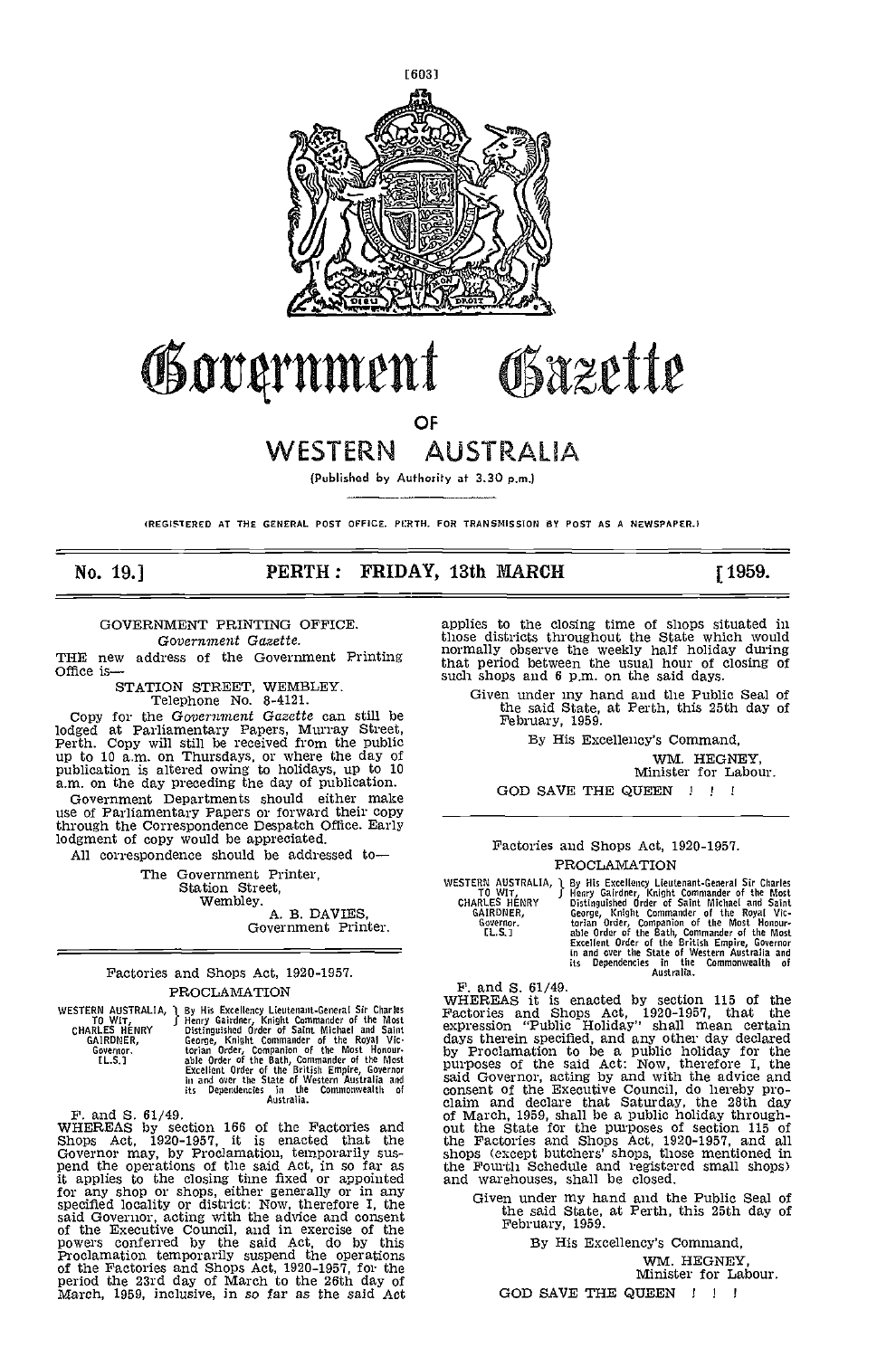# Government Gazette

## OF

# WESTERN AUSTRALIA

(Published by Authority at 3.30 p.m.)

(REGISTERED AT THE GENERAL POST OFFICE. PERTH, FOR TRANSMISSION BY POST AS A NEWSPAPER.)

**No. 19.] PERTH: FRIDAY, 13th MARCH [1959.**

---

GOVERNMENT PRINTING OFFICE.

*Government Gazette.*

THE new address of the Government Printing Office is—

STATION STREET, WEMBLEY.
Telephone No. 8-4121.

Copy for the *Government Gazette* can still be lodged at Parliamentary Papers, Murray Street, Perth. Copy will still be received from the public up to 10 a.m. on Thursdays, or where the day of publication is altered owing to holidays, up to 10 a.m. on the day preceding the day of publication.

Government Departments should either make use of Parliamentary Papers or forward their copy through the Correspondence Despatch Office. Early lodgment of copy would be appreciated.

All correspondence should be addressed to—

The Government Printer,
Station Street,
Wembley.

A. B. DAVIES,
Government Printer.

---

Factories and Shops Act, 1920-1957.

PROCLAMATION

WESTERN AUSTRALIA, TO WIT, CHARLES HENRY GAIRDNER, Governor. [L.S.] } By His Excellency Lieutenant-General Sir Charles Henry Gairdner, Knight Commander of the Most Distinguished Order of Saint Michael and Saint George, Knight Commander of the Royal Victorian Order, Companion of the Most Honourable Order of the Bath, Commander of the Most Excellent Order of the British Empire, Governor in and over the State of Western Australia and its Dependencies in the Commonwealth of Australia.

F. and S. 61/49.

WHEREAS by section 166 of the Factories and Shops Act, 1920-1957, it is enacted that the Governor may, by Proclamation, temporarily suspend the operations of the said Act, in so far as it applies to the closing time fixed or appointed for any shop or shops, either generally or in any specified locality or district: Now, therefore I, the said Governor, acting with the advice and consent of the Executive Council, and in exercise of the powers conferred by the said Act, do by this Proclamation temporarily suspend the operations of the Factories and Shops Act, 1920-1957, for the period the 23rd day of March to the 26th day of March, 1959, inclusive, in so far as the said Act applies to the closing time of shops situated in those districts throughout the State which would normally observe the weekly half holiday during that period between the usual hour of closing of such shops and 6 p.m. on the said days.

Given under my hand and the Public Seal of the said State, at Perth, this 25th day of February, 1959.

By His Excellency's Command,

WM. HEGNEY,
Minister for Labour.

GOD SAVE THE QUEEN ! ! !

---

Factories and Shops Act, 1920-1957.

PROCLAMATION

WESTERN AUSTRALIA, TO WIT, CHARLES HENRY GAIRDNER, Governor. [L.S.] } By His Excellency Lieutenant-General Sir Charles Henry Gairdner, Knight Commander of the Most Distinguished Order of Saint Michael and Saint George, Knight Commander of the Royal Victorian Order, Companion of the Most Honourable Order of the Bath, Commander of the Most Excellent Order of the British Empire, Governor in and over the State of Western Australia and its Dependencies in the Commonwealth of Australia.

F. and S. 61/49.

WHEREAS it is enacted by section 115 of the Factories and Shops Act, 1920-1957, that the expression "Public Holiday" shall mean certain days therein specified, and any other day declared by Proclamation to be a public holiday for the purposes of the said Act: Now, therefore I, the said Governor, acting by and with the advice and consent of the Executive Council, do hereby proclaim and declare that Saturday, the 28th day of March, 1959, shall be a public holiday throughout the State for the purposes of section 115 of the Factories and Shops Act, 1920-1957, and all shops (except butchers' shops, those mentioned in the Fourth Schedule and registered small shops) and warehouses, shall be closed.

Given under my hand and the Public Seal of the said State, at Perth, this 25th day of February, 1959.

By His Excellency's Command,

WM. HEGNEY,
Minister for Labour.

GOD SAVE THE QUEEN ! ! !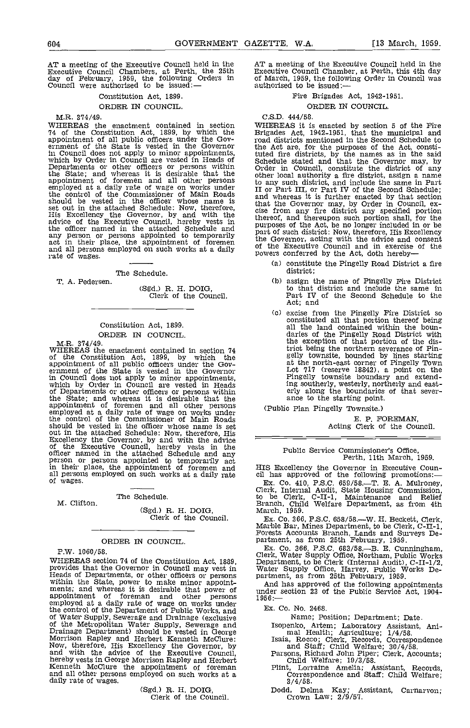AT a meeting of the Executive Council held in the Executive Council Chambers, at Perth, the 25th day of February, 1959, the following Orders in Council were authorised to be issued:—

Constitution Act, 1899.

ORDER IN COUNCIL.

M.R. 374/49.

WHEREAS the enactment contained in section 74 of the Constitution Act, 1899, by which the appointment of all public officers under the Government of the State is vested in the Governor in Council does not apply to minor appointments, which by Order in Council are vested in Heads of Departments or other officers or persons within the State; and whereas it is desirable that the appointment of foremen and all other persons employed at a daily rate of wage on works under the control of the Commissioner of Main Roads should be vested in the officer whose name is set out in the attached Schedule: Now, therefore, His Excellency the Governor, by and with the advice of the Executive Council, hereby vests in the officer named in the attached Schedule and any person or persons appointed to temporarily act in their place, the appointment of foremen and all persons employed on such works at a daily rate of wages.

The Schedule.

T. A. Pedersen.

(Sgd.) R. H. DOIG,
Clerk of the Council.

---

Constitution Act, 1899.

ORDER IN COUNCIL.

M.R. 374/49.

WHEREAS the enactment contained in section 74 of the Constitution Act, 1899, by which the appointment of all public officers under the Government of the State is vested in the Governor in Council does not apply to minor appointments, which by Order in Council are vested in Heads of Departments or other officers or persons within the State; and whereas it is desirable that the appointment of foremen and all other persons employed at a daily rate of wage on works under the control of the Commissioner of Main Roads should be vested in the officer whose name is set out in the attached Schedule: Now, therefore, His Excellency the Governor, by and with the advice of the Executive Council, hereby vests in the officer named in the attached Schedule and any person or persons appointed to temporarily act in their place, the appointment of foremen and all persons employed on such works at a daily rate of wages.

The Schedule.

M. Clifton.

(Sgd.) R. H. DOIG,
Clerk of the Council.

---

ORDER IN COUNCIL.

P.W. 1060/58.

WHEREAS section 74 of the Constitution Act, 1889, provides that the Governor in Council may vest in Heads of Departments, or other officers or persons within the State, power to make minor appointments; and whereas it is desirable that power of appointment of foreman and other persons employed at a daily rate of wage on works under the control of the Department of Public Works, and of Water Supply, Sewerage and Drainage (exclusive of the Metropolitan Water Supply, Sewerage and Drainage Department) should be vested in George Morrison Rapley and Herbert Kenneth McClure: Now, therefore, His Excellency the Governor, by and with the advice of the Executive Council, hereby vests in George Morrison Rapley and Herbert Kenneth McClure the appointment of foreman and all other persons employed on such works at a daily rate of wages.

(Sgd.) R. H. DOIG,
Clerk of the Council.

---

AT a meeting of the Executive Council held in the Executive Council Chamber, at Perth, this 4th day of March, 1959, the following Order in Council was authorised to be issued:—

Fire Brigades Act, 1942-1951.

ORDER IN COUNCIL.

C.S.D. 444/58.

WHEREAS it is enacted by section 5 of the Fire Brigades Act, 1942-1951, that the municipal and road districts mentioned in the Second Schedule to the Act are, for the purposes of the Act, constituted fire districts, by the names as in the said Schedule stated and that the Governor may, by Order in Council, constitute the district of any other local authority a fire district, assign a name to any such district, and include the same in Part II or Part III, or Part IV of the Second Schedule; and whereas it is further enacted by that section that the Governor may, by Order in Council, excise from any fire district any specified portion thereof, and thereupon such portion shall, for the purposes of the Act, be no longer included in or be part of such district: Now, therefore, His Excellency the Governor, acting with the advice and consent of the Executive Council and in exercise of the powers conferred by the Act, doth hereby—

(a) constitute the Pingelly Road District a fire district;

(b) assign the name of Pingelly Fire District to that district and include the same in Part IV of the Second Schedule to the Act; and

(c) excise from the Pingelly Fire District so constituted all that portion thereof being all the land contained within the boundaries of the Pingelly Road District with the exception of that portion of the district being the northern severance of Pingelly townsite, bounded by lines starting at the north-east corner of Pingelly Town Lot 717 (reserve 18842), a point on the Pingelly townsite boundary and extending southerly, westerly, northerly and easterly along the boundaries of that severance to the starting point.

(Public Plan Pingelly Townsite.)

E. P. FOREMAN,
Acting Clerk of the Council.

---

Public Service Commissioner's Office,
Perth, 11th March, 1959.

HIS Excellency the Governor in Executive Council has approved of the following promotions:—

Ex. Co. 410, P.S.C. 659/58.—T. E. A. Mulroney, Clerk, Internal Audit, State Housing Commission, to be Clerk, C-II-1, Maintenance and Relief Branch, Child Welfare Department, as from 4th March, 1959.

Ex. Co. 366, P.S.C. 658/58.—W. H. Beckett, Clerk, Marble Bar, Mines Department, to be Clerk, C-II-1, Forests Accounts Branch, Lands and Surveys Department, as from 25th February, 1959.

Ex. Co. 366, P.S.C. 683/58.—B. E. Cunningham, Clerk, Water Supply Office, Northam, Public Works Department, to be Clerk (Internal Audit), C-II-1/2, Water Supply Office, Harvey, Public Works Department, as from 25th February, 1959.

And has approved of the following appointments under section 23 of the Public Service Act, 1904-1956:—

Ex. Co. No. 2468.

Name; Position; Department; Date.

Isopenko, Artem; Laboratory Assistant, Animal Health; Agriculture; 1/4/58.

Isaia, Rocco; Clerk, Records, Correspondence and Staff; Child Welfare; 30/4/58.

Parsons, Richard John Piper; Clerk, Accounts; Child Welfare; 19/3/58.

Plint, Lorraine Amelia; Assistant, Records, Correspondence and Staff; Child Welfare; 3/4/58.

Dodd, Delma Kay; Assistant, Carnarvon; Crown Law; 2/9/57.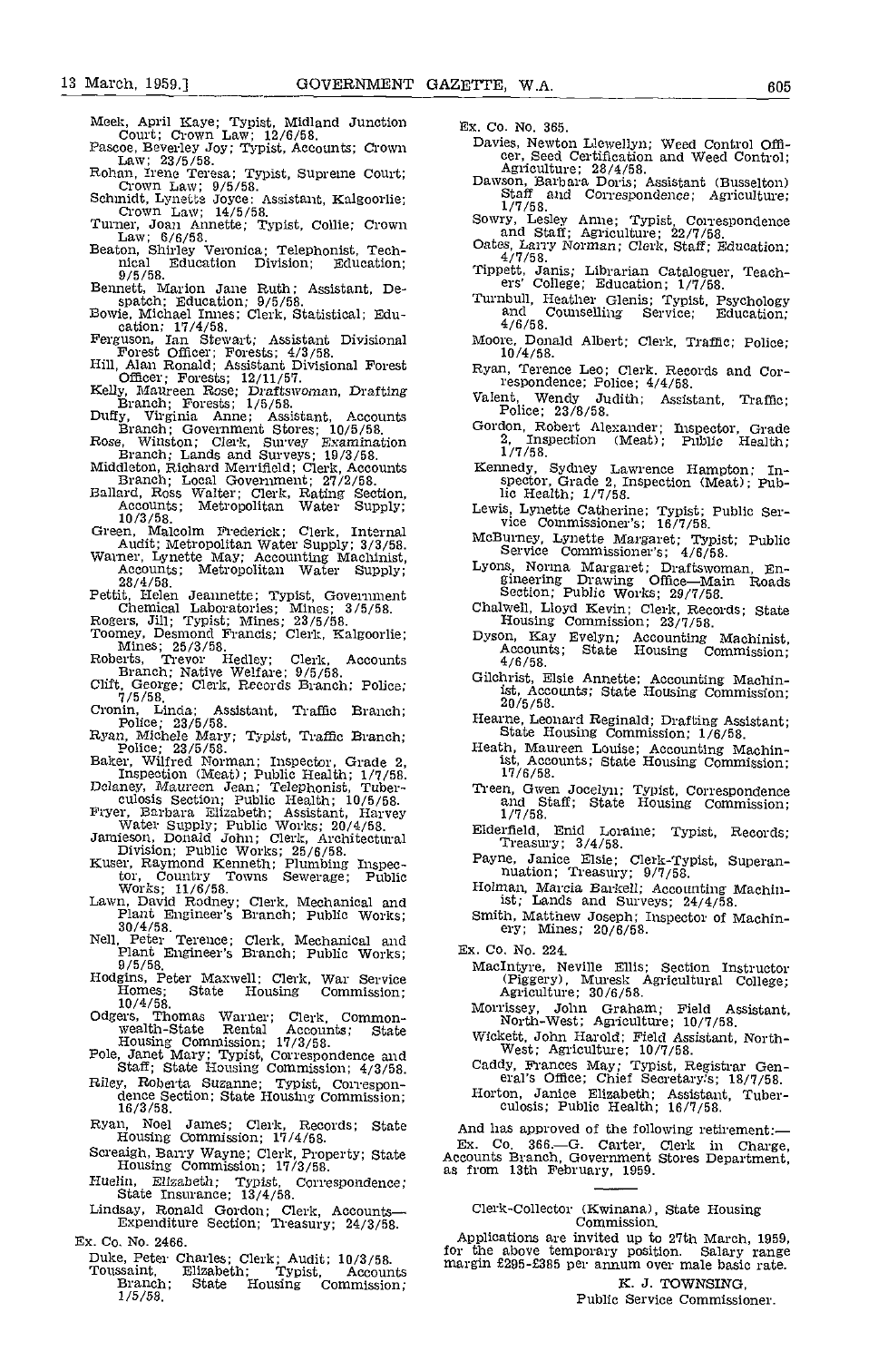Meek, April Kaye; Typist, Midland Junction Court; Crown Law; 12/6/58.
Pascoe, Beverley Joy; Typist, Accounts; Crown Law; 23/5/58.
Rohan, Irene Teresa; Typist, Supreme Court; Crown Law; 9/5/58.
Schmidt, Lynette Joyce; Assistant, Kalgoorlie; Crown Law; 14/5/58.
Turner, Joan Annette; Typist, Collie; Crown Law; 6/6/58.
Beaton, Shirley Veronica; Telephonist, Technical Education Division; Education; 9/5/58.
Bennett, Marion Jane Ruth; Assistant, Despatch; Education; 9/5/58.
Bowie, Michael Innes; Clerk, Statistical; Education; 17/4/58.
Ferguson, Ian Stewart; Assistant Divisional Forest Officer; Forests; 4/3/58.
Hill, Alan Ronald; Assistant Divisional Forest Officer; Forests; 12/11/57.
Kelly, Maureen Rose; Draftswoman, Drafting Branch; Forests; 1/5/58.
Duffy, Virginia Anne; Assistant, Accounts Branch; Government Stores; 10/5/58.
Rose, Winston; Clerk, Survey Examination Branch; Lands and Surveys; 19/3/58.
Middleton, Richard Merrifield; Clerk, Accounts Branch; Local Government; 27/2/58.
Ballard, Ross Walter; Clerk, Rating Section, Accounts; Metropolitan Water Supply; 10/3/58.
Green, Malcolm Frederick; Clerk, Internal Audit; Metropolitan Water Supply; 3/3/58.
Warner, Lynette May; Accounting Machinist, Accounts; Metropolitan Water Supply; 28/4/58.
Pettit, Helen Jeannette; Typist, Government Chemical Laboratories; Mines; 3/5/58.
Rogers, Jill; Typist; Mines; 23/5/58.
Toomey, Desmond Francis; Clerk, Kalgoorlie; Mines; 25/3/58.
Roberts, Trevor Hedley; Clerk, Accounts Branch; Native Welfare; 9/5/58.
Clift, George; Clerk, Records Branch; Police; 7/5/58.
Cronin, Linda; Assistant, Traffic Branch; Police; 23/5/58.
Ryan, Michele Mary; Typist, Traffic Branch; Police; 23/5/58.
Baker, Wilfred Norman; Inspector, Grade 2, Inspection (Meat); Public Health; 1/7/58.
Delaney, Maureen Jean; Telephonist, Tuberculosis Section; Public Health; 10/5/58.
Fryer, Barbara Elizabeth; Assistant, Harvey Water Supply; Public Works; 20/4/58.
Jamieson, Donald John; Clerk, Architectural Division; Public Works; 25/6/58.
Kuser, Raymond Kenneth; Plumbing Inspector, Country Towns Sewerage; Public Works; 11/6/58.
Lawn, David Rodney; Clerk, Mechanical and Plant Engineer's Branch; Public Works; 30/4/58.
Nell, Peter Terence; Clerk, Mechanical and Plant Engineer's Branch; Public Works; 9/5/58.
Hodgins, Peter Maxwell; Clerk, War Service Homes; State Housing Commission; 10/4/58.
Odgers, Thomas Warner; Clerk, Commonwealth-State Rental Accounts; State Housing Commission; 17/3/58.
Pole, Janet Mary; Typist, Correspondence and Staff; State Housing Commission; 4/3/58.
Riley, Roberta Suzanne; Typist, Correspondence Section; State Housing Commission; 16/3/58.
Ryan, Noel James; Clerk, Records; State Housing Commission; 17/4/58.
Screaigh, Barry Wayne; Clerk, Property; State Housing Commission; 17/3/58.
Huelin, Elizabeth; Typist, Correspondence; State Insurance; 13/4/58.
Lindsay, Ronald Gordon; Clerk, Accounts—Expenditure Section; Treasury; 24/3/58.

Ex. Co. No. 2466.

Duke, Peter Charles; Clerk; Audit; 10/3/58.
Toussaint, Elizabeth; Typist, Accounts Branch; State Housing Commission; 1/5/58.

Ex. Co. No. 365.

Davies, Newton Llewellyn; Weed Control Officer, Seed Certification and Weed Control; Agriculture; 28/4/58.
Dawson, Barbara Doris; Assistant (Busselton) Staff and Correspondence; Agriculture; 1/7/58.
Sowry, Lesley Anne; Typist, Correspondence and Staff; Agriculture; 22/7/58.
Oates, Larry Norman; Clerk, Staff; Education; 4/7/58.
Tippett, Janis; Librarian Cataloguer, Teachers' College; Education; 1/7/58.
Turnbull, Heather Glenis; Typist, Psychology and Counselling Service; Education; 4/6/58.
Moore, Donald Albert; Clerk, Traffic; Police; 10/4/58.
Ryan, Terence Leo; Clerk, Records and Correspondence; Police; 4/4/58.
Valent, Wendy Judith; Assistant, Traffic; Police; 23/8/58.
Gordon, Robert Alexander; Inspector, Grade 2, Inspection (Meat); Public Health; 1/7/58.
Kennedy, Sydney Lawrence Hampton; Inspector, Grade 2, Inspection (Meat); Public Health; 1/7/58.
Lewis, Lynette Catherine; Typist; Public Service Commissioner's; 16/7/58.
McBurney, Lynette Margaret; Typist; Public Service Commissioner's; 4/6/58.
Lyons, Norma Margaret; Draftswoman, Engineering Drawing Office—Main Roads Section; Public Works; 29/7/58.
Chalwell, Lloyd Kevin; Clerk, Records; State Housing Commission; 23/7/58.
Dyson, Kay Evelyn; Accounting Machinist, Accounts; State Housing Commission; 4/6/58.
Gilchrist, Elsie Annette; Accounting Machinist, Accounts; State Housing Commission; 20/5/58.
Hearne, Leonard Reginald; Drafting Assistant; State Housing Commission; 1/6/58.
Heath, Maureen Louise; Accounting Machinist, Accounts; State Housing Commission; 17/6/58.
Treen, Gwen Jocelyn; Typist, Correspondence and Staff; State Housing Commission; 1/7/58.
Elderfield, Enid Loraine; Typist, Records; Treasury; 3/4/58.
Payne, Janice Elsie; Clerk-Typist, Superannuation; Treasury; 9/7/58.
Holman, Marcia Barkell; Accounting Machinist; Lands and Surveys; 24/4/58.
Smith, Matthew Joseph; Inspector of Machinery; Mines; 20/6/58.

Ex. Co. No. 224.

MacIntyre, Neville Ellis; Section Instructor (Piggery), Muresk Agricultural College; Agriculture; 30/6/58.
Morrissey, John Graham; Field Assistant, North-West; Agriculture; 10/7/58.
Wickett, John Harold; Field Assistant, North-West; Agriculture; 10/7/58.
Caddy, Frances May; Typist, Registrar General's Office; Chief Secretary's; 18/7/58.
Horton, Janice Elizabeth; Assistant, Tuberculosis; Public Health; 16/7/58.

And has approved of the following retirement:—

Ex. Co. 366.—G. Carter, Clerk in Charge, Accounts Branch, Government Stores Department, as from 13th February, 1959.

---

Clerk-Collector (Kwinana), State Housing Commission.

Applications are invited up to 27th March, 1959, for the above temporary position. Salary range margin £295-£385 per annum over male basic rate.

K. J. TOWNSING,
Public Service Commissioner.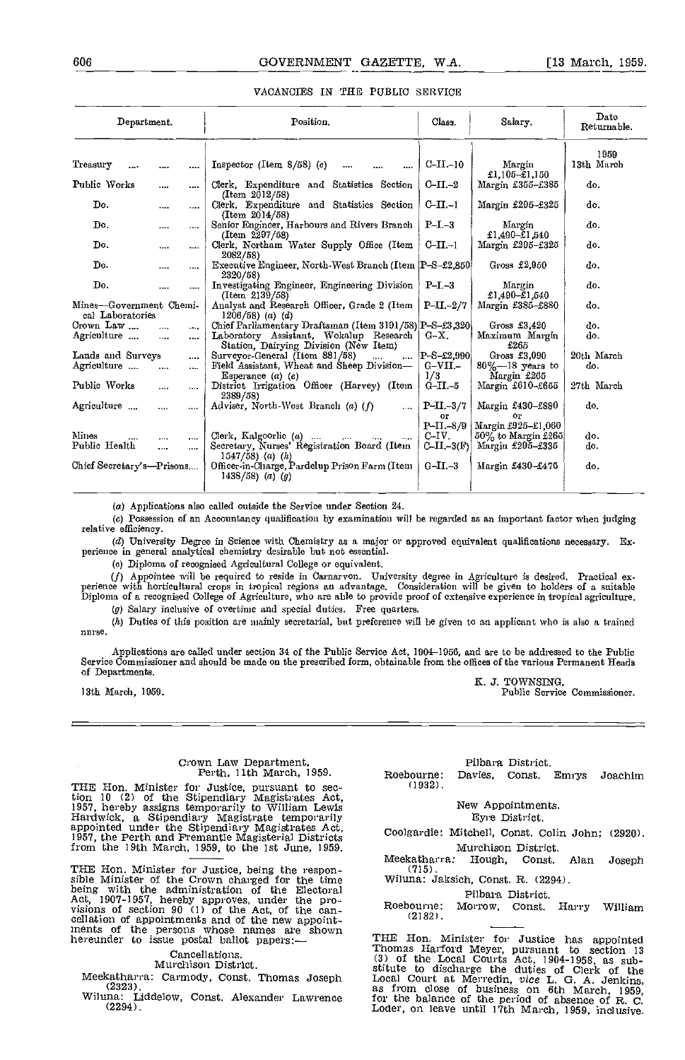## VACANCIES IN THE PUBLIC SERVICE

| Department. | Position. | Class. | Salary. | Date Returnable. |
|---|---|---|---|---|
| | | | | 1959 |
| Treasury | Inspector (Item 8/58) (c) | C-II.-10 | Margin £1,105-£1,150 | 13th March |
| Public Works | Clerk, Expenditure and Statistics Section (Item 2012/58) | C-II.-2 | Margin £355-£385 | do. |
| Do. | Clerk, Expenditure and Statistics Section (Item 2014/58) | C-II.-1 | Margin £295-£325 | do. |
| Do. | Senior Engineer, Harbours and Rivers Branch (Item 2297/58) | P-I.-3 | Margin £1,490-£1,540 | do. |
| Do. | Clerk, Northam Water Supply Office (Item 2082/58) | C-II.-1 | Margin £295-£325 | do. |
| Do. | Executive Engineer, North-West Branch (Item 2320/58) | P-S-£2,850 | Gross £2,950 | do. |
| Do. | Investigating Engineer, Engineering Division (Item 2139/58) | P-I.-3 | Margin £1,490-£1,540 | do. |
| Mines—Government Chemical Laboratories | Analyst and Research Officer, Grade 2 (Item 1206/58) (a) (d) | P-II.-2/7 | Margin £385-£880 | do. |
| Crown Law | Chief Parliamentary Draftsman (Item 3191/58) | P-S-£3,320 | Gross £3,420 | do. |
| Agriculture | Laboratory Assistant, Wokalup Research Station, Dairying Division (New Item) | G-X. | Maximum Margin £265 | do. |
| Lands and Surveys | Surveyor-General (Item 881/58) | P-S-£2,990 | Gross £3,090 | 20th March |
| Agriculture | Field Assistant, Wheat and Sheep Division—Esperance (a) (e) | G-VII.-1/3 | 80%—18 years to Margin £265 | do. |
| Public Works | District Irrigation Officer (Harvey) (Item 2389/58) | G-II.-5 | Margin £610-£655 | 27th March |
| Agriculture | Adviser, North-West Branch (a) (f) | P-II.-3/7 or P-II.-8/9 | Margin £430-£880 or Margin £925-£1,060 | do. |
| Mines | Clerk, Kalgoorlie (a) | C-IV. | 50% to Margin £265 | do. |
| Public Health | Secretary, Nurses' Registration Board (Item 1547/58) (a) (h) | C-II.-3(F) | Margin £295-£335 | do. |
| Chief Secretary's—Prisons | Officer-in-Charge, Pardelup Prison Farm (Item 1438/58) (a) (g) | G-II.-3 | Margin £430-£475 | do. |

(a) Applications also called outside the Service under Section 24.

(c) Possession of an Accountancy qualification by examination will be regarded as an important factor when judging relative efficiency.

(d) University Degree in Science with Chemistry as a major or approved equivalent qualifications necessary. Experience in general analytical chemistry desirable but not essential.

(e) Diploma of recognised Agricultural College or equivalent.

(f) Appointee will be required to reside in Carnarvon. University degree in Agriculture is desired. Practical experience with horticultural crops in tropical regions an advantage. Consideration will be given to holders of a suitable Diploma of a recognised College of Agriculture, who are able to provide proof of extensive experience in tropical agriculture.

(g) Salary inclusive of overtime and special duties. Free quarters.

(h) Duties of this position are mainly secretarial, but preference will be given to an applicant who is also a trained nurse.

Applications are called under section 34 of the Public Service Act, 1904-1956, and are to be addressed to the Public Service Commissioner and should be made on the prescribed form, obtainable from the offices of the various Permanent Heads of Departments.

K. J. TOWNSING,
Public Service Commissioner.

13th March, 1959.

---

Crown Law Department,
Perth, 11th March, 1959.

THE Hon. Minister for Justice, pursuant to section 10 (2) of the Stipendiary Magistrates Act, 1957, hereby assigns temporarily to William Lewis Hardwick, a Stipendiary Magistrate temporarily appointed under the Stipendiary Magistrates Act, 1957, the Perth and Fremantle Magisterial Districts from the 19th March, 1959, to the 1st June, 1959.

THE Hon. Minister for Justice, being the responsible Minister of the Crown charged for the time being with the administration of the Electoral Act, 1907-1957, hereby approves, under the provisions of section 90 (1) of the Act, of the cancellation of appointments and of the new appointments of the persons whose names are shown hereunder to issue postal ballot papers:—

Cancellations.

Murchison District.

Meekatharra: Carmody, Const. Thomas Joseph (2323).

Wiluna: Liddelow, Const. Alexander Lawrence (2294).

Pilbara District.

Roebourne: Davies, Const. Emrys Joachim (1932).

New Appointments.

Eyre District.

Coolgardie: Mitchell, Const. Colin John; (2920).

Murchison District.

Meekatharra: Hough, Const. Alan Joseph (715).

Wiluna: Jaksich, Const. R. (2294).

Pilbara District.

Roebourne: Morrow, Const. Harry William (2182).

---

THE Hon. Minister for Justice has appointed Thomas Harford Meyer, pursuant to section 13 (3) of the Local Courts Act, 1904-1958, as substitute to discharge the duties of Clerk of the Local Court at Merredin, vice L. G. A. Jenkins, as from close of business on 6th March, 1959, for the balance of the period of absence of R. C. Loder, on leave until 17th March, 1959, inclusive.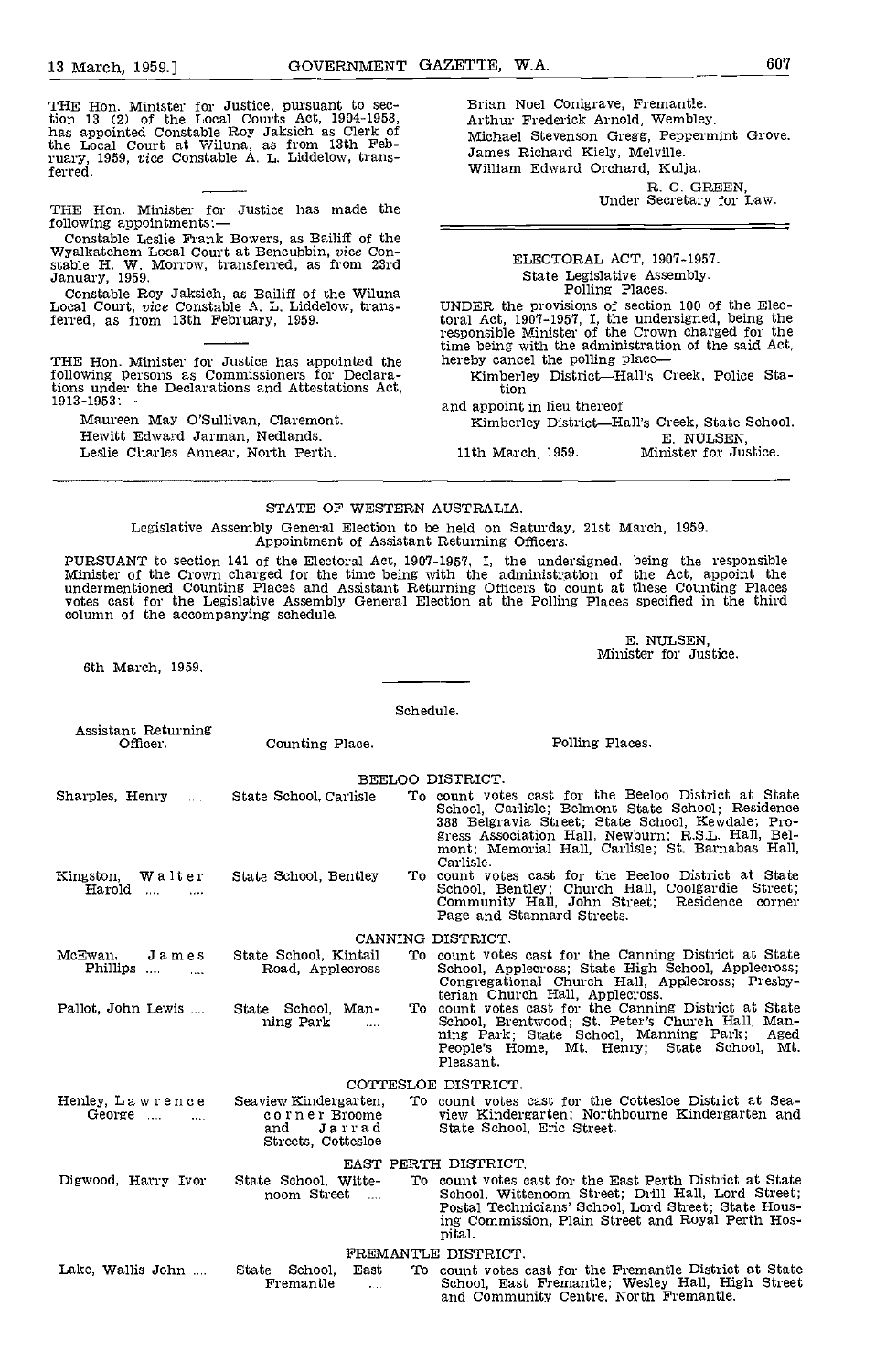THE Hon. Minister for Justice, pursuant to section 13 (2) of the Local Courts Act, 1904-1958, has appointed Constable Roy Jaksich as Clerk of the Local Court at Wiluna, as from 13th February, 1959, *vice* Constable A. L. Liddelow, transferred.

THE Hon. Minister for Justice has made the following appointments:—

Constable Leslie Frank Bowers, as Bailiff of the Wyalkatchem Local Court at Bencubbin, *vice* Constable H. W. Morrow, transferred, as from 23rd January, 1959.

Constable Roy Jaksich, as Bailiff of the Wiluna Local Court, *vice* Constable A. L. Liddelow, transferred, as from 13th February, 1959.

THE Hon. Minister for Justice has appointed the following persons as Commissioners for Declarations under the Declarations and Attestations Act, 1913-1953:—

Maureen May O'Sullivan, Claremont.
Hewitt Edward Jarman, Nedlands.
Leslie Charles Annear, North Perth.
Brian Noel Conigrave, Fremantle.
Arthur Frederick Arnold, Wembley.
Michael Stevenson Gregg, Peppermint Grove.
James Richard Kiely, Melville.
William Edward Orchard, Kulja.

R. C. GREEN,
Under Secretary for Law.

ELECTORAL ACT, 1907-1957.
State Legislative Assembly.
Polling Places.

UNDER the provisions of section 100 of the Electoral Act, 1907-1957, I, the undersigned, being the responsible Minister of the Crown charged for the time being with the administration of the said Act, hereby cancel the polling place—

Kimberley District—Hall's Creek, Police Station

and appoint in lieu thereof

Kimberley District—Hall's Creek, State School.

E. NULSEN,
11th March, 1959. Minister for Justice.

STATE OF WESTERN AUSTRALIA.

Legislative Assembly General Election to be held on Saturday, 21st March, 1959.
Appointment of Assistant Returning Officers.

PURSUANT to section 141 of the Electoral Act, 1907-1957, I, the undersigned, being the responsible Minister of the Crown charged for the time being with the administration of the Act, appoint the undermentioned Counting Places and Assistant Returning Officers to count at these Counting Places votes cast for the Legislative Assembly General Election at the Polling Places specified in the third column of the accompanying schedule.

E. NULSEN,
Minister for Justice.

6th March, 1959.

Schedule.

| Assistant Returning Officer. | Counting Place. | Polling Places. |
|---|---|---|
| | | **BEELOO DISTRICT.** |
| Sharples, Henry | State School, Carlisle | To count votes cast for the Beeloo District at State School, Carlisle; Belmont State School; Residence 388 Belgravia Street; State School, Kewdale; Progress Association Hall, Newburn; R.S.L. Hall, Belmont; Memorial Hall, Carlisle; St. Barnabas Hall, Carlisle. |
| Kingston, Walter Harold | State School, Bentley | To count votes cast for the Beeloo District at State School, Bentley; Church Hall, Coolgardie Street; Community Hall, John Street; Residence corner Page and Stannard Streets. |
| | | **CANNING DISTRICT.** |
| McEwan, James Phillips | State School, Kintail Road, Applecross | To count votes cast for the Canning District at State School, Applecross; State High School, Applecross; Congregational Church Hall, Applecross; Presbyterian Church Hall, Applecross. |
| Pallot, John Lewis | State School, Manning Park | To count votes cast for the Canning District at State School, Brentwood; St. Peter's Church Hall, Manning Park; State School, Manning Park; Aged People's Home, Mt. Henry; State School, Mt. Pleasant. |
| | | **COTTESLOE DISTRICT.** |
| Henley, Lawrence George | Seaview Kindergarten, corner Broome and Jarrad Streets, Cottesloe | To count votes cast for the Cottesloe District at Seaview Kindergarten; Northbourne Kindergarten and State School, Eric Street. |
| | | **EAST PERTH DISTRICT.** |
| Digwood, Harry Ivor | State School, Wittenoom Street | To count votes cast for the East Perth District at State School, Wittenoom Street; Drill Hall, Lord Street; Postal Technicians' School, Lord Street; State Housing Commission, Plain Street and Royal Perth Hospital. |
| | | **FREMANTLE DISTRICT.** |
| Lake, Wallis John | State School, East Fremantle | To count votes cast for the Fremantle District at State School, East Fremantle; Wesley Hall, High Street and Community Centre, North Fremantle. |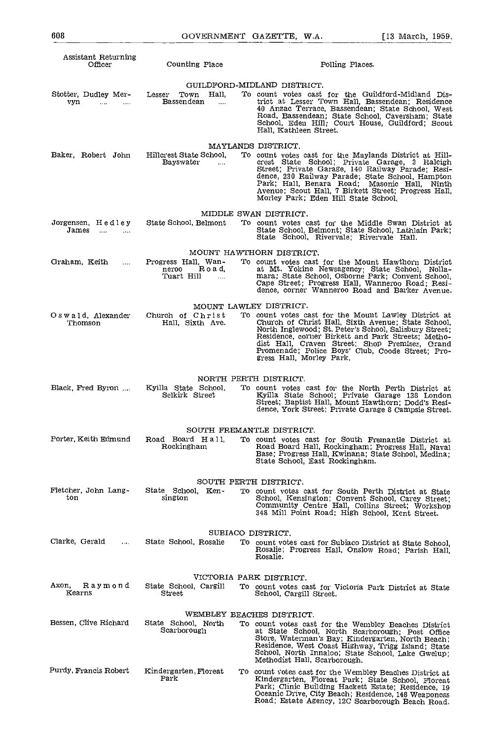| Assistant Returning Officer | Counting Place | Polling Places. |
|---|---|---|
| | **GUILDFORD-MIDLAND DISTRICT.** | |
| Stotter, Dudley Mervyn .... .... | Lesser Town Hall, Bassendean .... | To count votes cast for the Guildford-Midland District at Lesser Town Hall, Bassendean; Residence 40 Anzac Terrace, Bassendean; State School, West Road, Bassendean; State School, Caversham; State School, Eden Hill; Court House, Guildford; Scout Hall, Kathleen Street. |
| | **MAYLANDS DISTRICT.** | |
| Baker, Robert John | Hillcrest State School, Bayswater .... | To count votes cast for the Maylands District at Hillcrest State School; Private Garage, 3 Raleigh Street; Private Garage, 140 Railway Parade; Residence, 230 Railway Parade; State School, Hampton Park; Hall, Benara Road; Masonic Hall, Ninth Avenue; Scout Hall, 7 Birkett Street; Progress Hall, Morley Park; Eden Hill State School. |
| | **MIDDLE SWAN DISTRICT.** | |
| Jorgensen, Hedley James .... .... | State School, Belmont | To count votes cast for the Middle Swan District at State School, Belmont; State School, Lathlain Park; State School, Rivervale; Rivervale Hall. |
| | **MOUNT HAWTHORN DISTRICT.** | |
| Graham, Keith .... | Progress Hall, Wanneroo Road, Tuart Hill .... | To count votes cast for the Mount Hawthorn District at Mt. Yokine Newsagency; State School, Nollamara; State School, Osborne Park; Convent School, Cape Street; Progress Hall, Wanneroo Road; Residence, corner Wanneroo Road and Barker Avenue. |
| | **MOUNT LAWLEY DISTRICT.** | |
| Oswald, Alexander Thomson | Church of Christ Hall, Sixth Ave. | To count votes cast for the Mount Lawley District at Church of Christ Hall, Sixth Avenue; State School, North Inglewood; St. Peter's School, Salisbury Street; Residence, corner Birkett and Park Streets; Methodist Hall, Craven Street; Shop Premises, Grand Promenade; Police Boys' Club, Coode Street; Progress Hall, Morley Park. |
| | **NORTH PERTH DISTRICT.** | |
| Black, Fred Byron .... | Kyilla State School, Selkirk Street | To count votes cast for the North Perth District at Kyilla State School; Private Garage 138 London Street; Baptist Hall, Mount Hawthorn; Dodd's Residence, York Street; Private Garage 8 Campsie Street. |
| | **SOUTH FREMANTLE DISTRICT.** | |
| Porter, Keith Edmund | Road Board Hall, Rockingham | To count votes cast for South Fremantle District at Road Board Hall, Rockingham; Progress Hall, Naval Base; Progress Hall, Kwinana; State School, Medina; State School, East Rockingham. |
| | **SOUTH PERTH DISTRICT.** | |
| Fletcher, John Langton | State School, Kensington | To count votes cast for South Perth District at State School, Kensington; Convent School, Carey Street; Community Centre Hall, Collins Street; Workshop 348 Mill Point Road; High School, Kent Street. |
| | **SUBIACO DISTRICT.** | |
| Clarke, Gerald .... | State School, Rosalie | To count votes cast for Subiaco District at State School, Rosalie; Progress Hall, Onslow Road; Parish Hall, Rosalie. |
| | **VICTORIA PARK DISTRICT.** | |
| Axon, Raymond Kearns | State School, Cargill Street | To count votes cast for Victoria Park District at State School, Cargill Street. |
| | **WEMBLEY BEACHES DISTRICT.** | |
| Bessen, Clive Richard | State School, North Scarborough | To count votes cast for the Wembley Beaches District at State School, North Scarborough; Post Office Store, Waterman's Bay; Kindergarten, North Beach; Residence, West Coast Highway, Trigg Island; State School, North Innaloo; State School, Lake Gwelup; Methodist Hall, Scarborough. |
| Purdy, Francis Robert | Kindergarten, Floreat Park | To count votes cast for the Wembley Beaches District at Kindergarten, Floreat Park; State School, Floreat Park; Clinic Building Hackett Estate; Residence, 19 Oceanic Drive, City Beach; Residence, 148 Weaponess Road; Estate Agency, 12C Scarborough Beach Road. |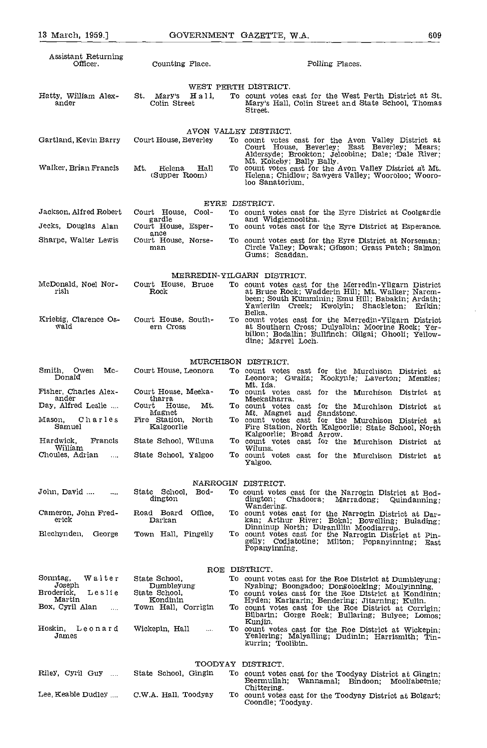| Assistant Returning Officer. | Counting Place. | Polling Places. |
|---|---|---|
| | **WEST PERTH DISTRICT.** | |
| Hatty, William Alexander | St. Mary's Hall, Colin Street | To count votes cast for the West Perth District at St. Mary's Hall, Colin Street and State School, Thomas Street. |
| | **AVON VALLEY DISTRICT.** | |
| Gartland, Kevin Barry | Court House, Beverley | To count votes cast for the Avon Valley District at Court House, Beverley; East Beverley; Mears; Aldersyde; Brookton; Jelcobine; Dale; Dale River; Mt. Kokeby; Bally Bally. |
| Walker, Brian Francis | Mt. Helena Hall (Supper Room) | To count votes cast for the Avon Valley District at Mt. Helena; Chidlow; Sawyers Valley; Wooroloo; Wooroloo Sanatorium. |
| | **EYRE DISTRICT.** | |
| Jackson, Alfred Robert | Court House, Coolgardie | To count votes cast for the Eyre District at Coolgardie and Widgiemooltha. |
| Jecks, Douglas Alan | Court House, Esperance | To count votes cast for the Eyre District at Esperance. |
| Sharpe, Walter Lewis | Court House, Norseman | To count votes cast for the Eyre District at Norseman; Circle Valley; Dowak; Gibson; Grass Patch; Salmon Gums; Scaddan. |
| | **MERREDIN-YILGARN DISTRICT.** | |
| McDonald, Noel Norrish | Court House, Bruce Rock | To count votes cast for the Merredin-Yilgarn District at Bruce Rock; Wadderin Hill; Mt. Walker; Narembeen; South Kumminin; Emu Hill; Babakin; Ardath; Yawlerlin Creek; Kwolyin; Shackleton; Erikin; Belka. |
| Kriebig, Clarence Oswald | Court House, Southern Cross | To count votes cast for the Merredin-Yilgarn District at Southern Cross; Dulyalbin; Moorine Rock; Yerbillon; Bodallin; Bullfinch; Gilgai; Ghooli; Yellowdine; Marvel Loch. |
| | **MURCHISON DISTRICT.** | |
| Smith, Owen McDonald | Court House, Leonora | To count votes cast for the Murchison District at Leonora; Gwalia; Kookynie; Laverton; Menzies; Mt. Ida. |
| Fisher, Charles Alexander | Court House, Meekatharra | To count votes cast for the Murchison District at Meekatharra. |
| Day, Alfred Leslie .... | Court House, Mt. Magnet | To count votes cast for the Murchison District at Mt. Magnet and Sandstone. |
| Mason, Charles Samuel | Fire Station, North Kalgoorlie | To count votes cast for the Murchison District at Fire Station, North Kalgoorlie; State School, North Kalgoorlie; Broad Arrow. |
| Hardwick, Francis William | State School, Wiluna | To count votes cast for the Murchison District at Wiluna. |
| Choules, Adrian .... | State School, Yalgoo | To count votes cast for the Murchison District at Yalgoo. |
| | **NARROGIN DISTRICT.** | |
| John, David .... .... | State School, Boddington | To count votes cast for the Narrogin District at Boddington; Chadoora; Marradong; Quindanning; Wandering. |
| Cameron, John Frederick | Road Board Office, Darkan | To count votes cast for the Narrogin District at Darkan; Arthur River; Bokal; Bowelling; Bulading; Dinninup North; Duranillin Moodiarrup. |
| Blechynden, George | Town Hall, Pingelly | To count votes cast for the Narrogin District at Pingelly; Codjatotine; Milton; Popanyinning; East Popanyinning. |
| | **ROE DISTRICT.** | |
| Sonntag, Walter Joseph | State School, Dumbleyung | To count votes cast for the Roe District at Dumbleyung; Nyabing; Boongadoo; Dongolocking; Moulyinning. |
| Broderick, Leslie Martin | State School, Kondinin | To count votes cast for the Roe District at Kondinin; Hyden; Karlgarin; Bendering; Jitarning; Kulin. |
| Box, Cyril Alan .... | Town Hall, Corrigin | To count votes cast for the Roe District at Corrigin; Bilbarin; Gorge Rock; Bullaring; Bulyee; Lomos; Kunjin. |
| Hoskin, Leonard James | Wickepin, Hall .... | To count votes cast for the Roe District at Wickepin; Yealering; Malyalling; Dudinin; Harrismith; Tinkurrin; Toolibin. |
| | **TOODYAY DISTRICT.** | |
| Riley, Cyril Guy .... | State School, Gingin | To count votes cast for the Toodyay District at Gingin; Beermullah; Wannamal; Bindoon; Moolabeenie; Chittering. |
| Lee, Keable Dudley .... | C.W.A. Hall, Toodyay | To count votes cast for the Toodyay District at Bolgart; Coondle; Toodyay. |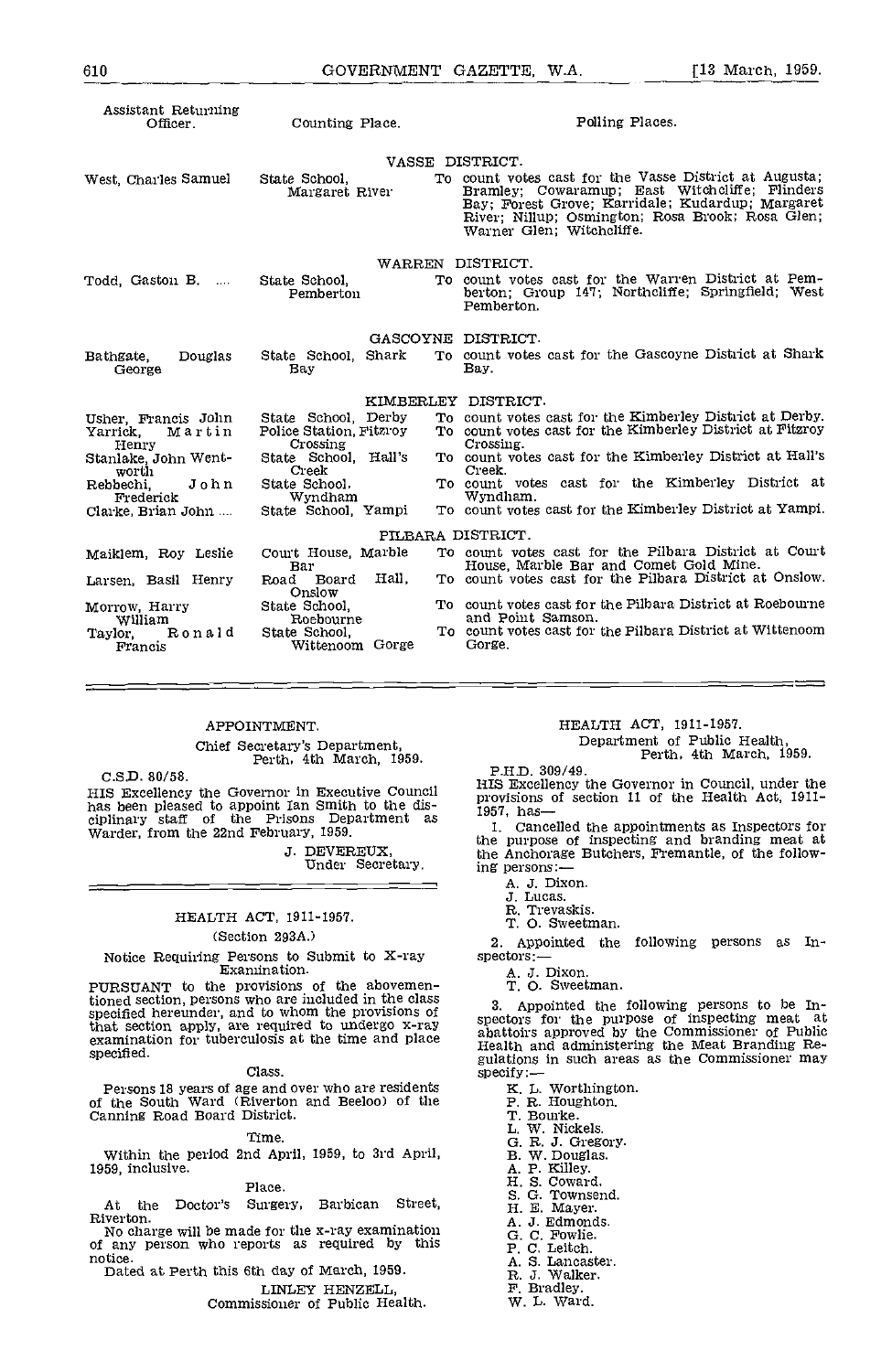| Assistant Returning Officer. | Counting Place. | Polling Places. |
|---|---|---|
| | | **VASSE DISTRICT.** |
| West, Charles Samuel | State School, Margaret River | To count votes cast for the Vasse District at Augusta; Bramley; Cowaramup; East Witchcliffe; Flinders Bay; Forest Grove; Karridale; Kudardup; Margaret River; Nillup; Osmington; Rosa Brook; Rosa Glen; Warner Glen; Witchcliffe. |
| | | **WARREN DISTRICT.** |
| Todd, Gaston B. .... | State School, Pemberton | To count votes cast for the Warren District at Pemberton; Group 147; Northcliffe; Springfield; West Pemberton. |
| | | **GASCOYNE DISTRICT.** |
| Bathgate, Douglas George | State School, Shark Bay | To count votes cast for the Gascoyne District at Shark Bay. |
| | | **KIMBERLEY DISTRICT.** |
| Usher, Francis John | State School, Derby | To count votes cast for the Kimberley District at Derby. |
| Yarrick, Martin Henry | Police Station, Fitzroy Crossing | To count votes cast for the Kimberley District at Fitzroy Crossing. |
| Stanlake, John Wentworth | State School, Hall's Creek | To count votes cast for the Kimberley District at Hall's Creek. |
| Rebbechi, John Frederick | State School, Wyndham | To count votes cast for the Kimberley District at Wyndham. |
| Clarke, Brian John .... | State School, Yampi | To count votes cast for the Kimberley District at Yampi. |
| | | **PILBARA DISTRICT.** |
| Maiklem, Roy Leslie | Court House, Marble Bar | To count votes cast for the Pilbara District at Court House, Marble Bar and Comet Gold Mine. |
| Larsen, Basil Henry | Road Board Hall, Onslow | To count votes cast for the Pilbara District at Onslow. |
| Morrow, Harry William | State School, Roebourne | To count votes cast for the Pilbara District at Roebourne and Point Samson. |
| Taylor, Ronald Francis | State School, Wittenoom Gorge | To count votes cast for the Pilbara District at Wittenoom Gorge. |

## APPOINTMENT.

Chief Secretary's Department,
Perth, 4th March, 1959.

C.S.D. 80/58.

HIS Excellency the Governor in Executive Council has been pleased to appoint Ian Smith to the disciplinary staff of the Prisons Department as Warder, from the 22nd February, 1959.

J. DEVEREUX,
Under Secretary.

## HEALTH ACT, 1911-1957.

(Section 293A.)

Notice Requiring Persons to Submit to X-ray Examination.

PURSUANT to the provisions of the abovementioned section, persons who are included in the class specified hereunder, and to whom the provisions of that section apply, are required to undergo x-ray examination for tuberculosis at the time and place specified.

Class.

Persons 18 years of age and over who are residents of the South Ward (Riverton and Beeloo) of the Canning Road Board District.

Time.

Within the period 2nd April, 1959, to 3rd April, 1959, inclusive.

Place.

At the Doctor's Surgery, Barbican Street, Riverton.

No charge will be made for the x-ray examination of any person who reports as required by this notice.

Dated at Perth this 6th day of March, 1959.

LINLEY HENZELL,
Commissioner of Public Health.

## HEALTH ACT, 1911-1957.

Department of Public Health,
Perth, 4th March, 1959.

P.H.D. 309/49.

HIS Excellency the Governor in Council, under the provisions of section 11 of the Health Act, 1911-1957, has—

1. Cancelled the appointments as Inspectors for the purpose of inspecting and branding meat at the Anchorage Butchers, Fremantle, of the following persons:—

A. J. Dixon.
J. Lucas.
R. Trevaskis.
T. O. Sweetman.

2. Appointed the following persons as Inspectors:—

A. J. Dixon.
T. O. Sweetman.

3. Appointed the following persons to be Inspectors for the purpose of inspecting meat at abattoirs approved by the Commissioner of Public Health and administering the Meat Branding Regulations in such areas as the Commissioner may specify:—

K. L. Worthington.
P. R. Houghton.
T. Bourke.
L. W. Nickels.
G. R. J. Gregory.
B. W. Douglas.
A. P. Killey.
H. S. Coward.
S. G. Townsend.
H. E. Mayer.
A. J. Edmonds.
G. C. Fowlie.
P. C. Leitch.
A. S. Lancaster.
R. J. Walker.
F. Bradley.
W. L. Ward.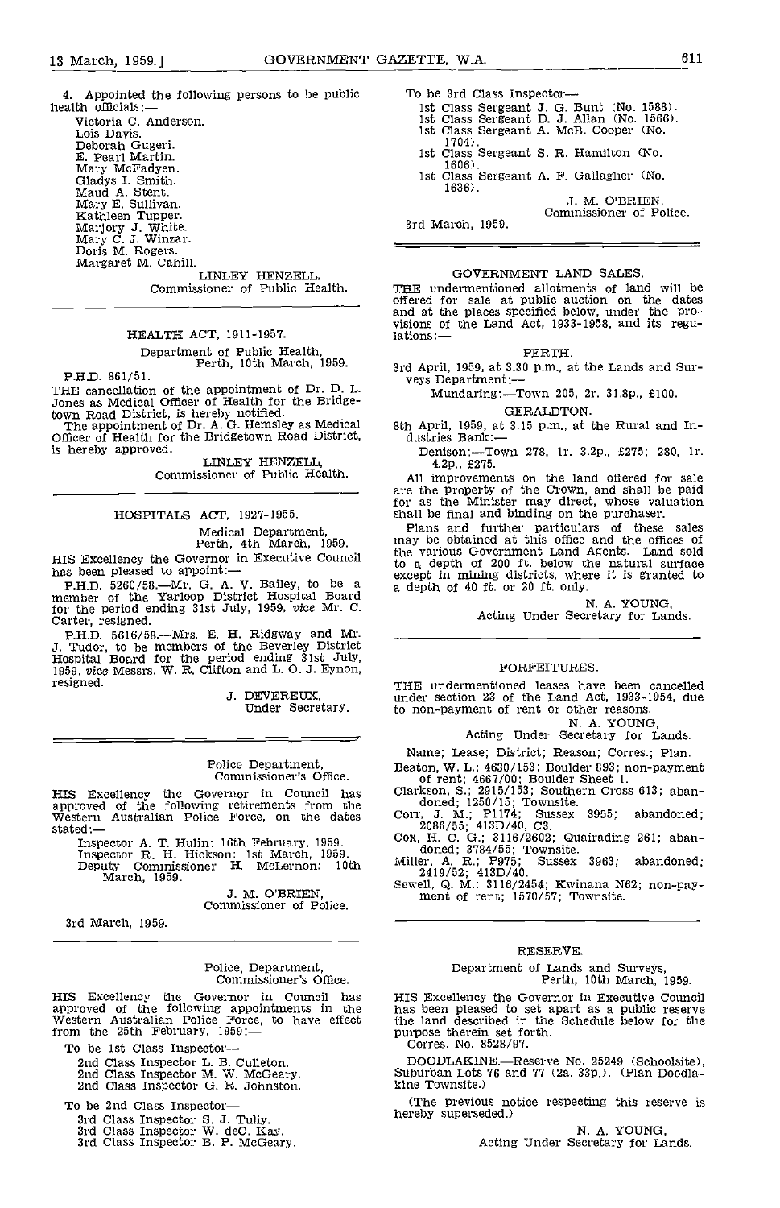4. Appointed the following persons to be public health officials:—

Victoria C. Anderson.
Lois Davis.
Deborah Gugeri.
E. Pearl Martin.
Mary McFadyen.
Gladys I. Smith.
Maud A. Stent.
Mary E. Sullivan.
Kathleen Tupper.
Marjory J. White.
Mary C. J. Winzar.
Doris M. Rogers.
Margaret M. Cahill.

LINLEY HENZELL,
Commissioner of Public Health.

---

HEALTH ACT, 1911-1957.

Department of Public Health,
Perth, 10th March, 1959.

P.H.D. 861/51.

THE cancellation of the appointment of Dr. D. L. Jones as Medical Officer of Health for the Bridgetown Road District, is hereby notified.

The appointment of Dr. A. G. Hemsley as Medical Officer of Health for the Bridgetown Road District, is hereby approved.

LINLEY HENZELL,
Commissioner of Public Health.

---

HOSPITALS ACT, 1927-1955.

Medical Department,
Perth, 4th March, 1959.

HIS Excellency the Governor in Executive Council has been pleased to appoint:—

P.H.D. 5260/58.—Mr. G. A. V. Bailey, to be a member of the Yarloop District Hospital Board for the period ending 31st July, 1959, *vice* Mr. C. Carter, resigned.

P.H.D. 5616/58.—Mrs. E. H. Ridgway and Mr. J. Tudor, to be members of the Beverley District Hospital Board for the period ending 31st July, 1959, *vice* Messrs. W. R. Clifton and L. O. J. Eynon, resigned.

J. DEVEREUX,
Under Secretary.

---

Police Department,
Commissioner's Office.

HIS Excellency the Governor in Council has approved of the following retirements from the Western Australian Police Force, on the dates stated:—

Inspector A. T. Hulin: 16th February, 1959.
Inspector R. H. Hickson: 1st March, 1959.
Deputy Commissioner H. McLernon: 10th March, 1959.

J. M. O'BRIEN,
Commissioner of Police.

3rd March, 1959.

---

Police, Department,
Commissioner's Office.

HIS Excellency the Governor in Council has approved of the following appointments in the Western Australian Police Force, to have effect from the 25th February, 1959:—

To be 1st Class Inspector—
2nd Class Inspector L. B. Culleton.
2nd Class Inspector M. W. McGeary.
2nd Class Inspector G. R. Johnston.

To be 2nd Class Inspector—
3rd Class Inspector S. J. Tully.
3rd Class Inspector W. deC. Kay.
3rd Class Inspector B. P. McGeary.

To be 3rd Class Inspector—
1st Class Sergeant J. G. Bunt (No. 1588).
1st Class Sergeant D. J. Allan (No. 1566).
1st Class Sergeant A. McB. Cooper (No. 1704).
1st Class Sergeant S. R. Hamilton (No. 1606).
1st Class Sergeant A. F. Gallagher (No. 1636).

J. M. O'BRIEN,
Commissioner of Police.

3rd March, 1959.

---

GOVERNMENT LAND SALES.

THE undermentioned allotments of land will be offered for sale at public auction on the dates and at the places specified below, under the provisions of the Land Act, 1933-1958, and its regulations:—

PERTH.

3rd April, 1959, at 3.30 p.m., at the Lands and Surveys Department:—

Mundaring:—Town 205, 2r. 31.8p., £100.

GERALDTON.

8th April, 1959, at 3.15 p.m., at the Rural and Industries Bank:—

Denison:—Town 278, 1r. 3.2p., £275; 280, 1r. 4.2p., £275.

All improvements on the land offered for sale are the property of the Crown, and shall be paid for as the Minister may direct, whose valuation shall be final and binding on the purchaser.

Plans and further particulars of these sales may be obtained at this office and the offices of the various Government Land Agents. Land sold to a depth of 200 ft. below the natural surface except in mining districts, where it is granted to a depth of 40 ft. or 20 ft. only.

N. A. YOUNG,
Acting Under Secretary for Lands.

---

FORFEITURES.

THE undermentioned leases have been cancelled under section 23 of the Land Act, 1933-1954, due to non-payment of rent or other reasons.

N. A. YOUNG,
Acting Under Secretary for Lands.

Name; Lease; District; Reason; Corres.; Plan.

Beaton, W. L.; 4630/153; Boulder 893; non-payment of rent; 4667/00; Boulder Sheet 1.
Clarkson, S.; 2915/153; Southern Cross 613; abandoned; 1250/15; Townsite.
Corr, J. M.; P1174; Sussex 3955; abandoned; 2086/55; 413D/40, C3.
Cox, H. C. G.; 3116/2602; Quairading 261; abandoned; 3784/55; Townsite.
Miller, A. R.; P975; Sussex 3963; abandoned; 2419/52; 413D/40.
Sewell, Q. M.; 3116/2454; Kwinana N62; non-payment of rent; 1570/57; Townsite.

---

RESERVE.

Department of Lands and Surveys,
Perth, 10th March, 1959.

HIS Excellency the Governor in Executive Council has been pleased to set apart as a public reserve the land described in the Schedule below for the purpose therein set forth.

Corres. No. 8528/97.

DOODLAKINE.—Reserve No. 25249 (Schoolsite), Suburban Lots 76 and 77 (2a. 33p.). (Plan Doodlakine Townsite.)

(The previous notice respecting this reserve is hereby superseded.)

N. A. YOUNG,
Acting Under Secretary for Lands.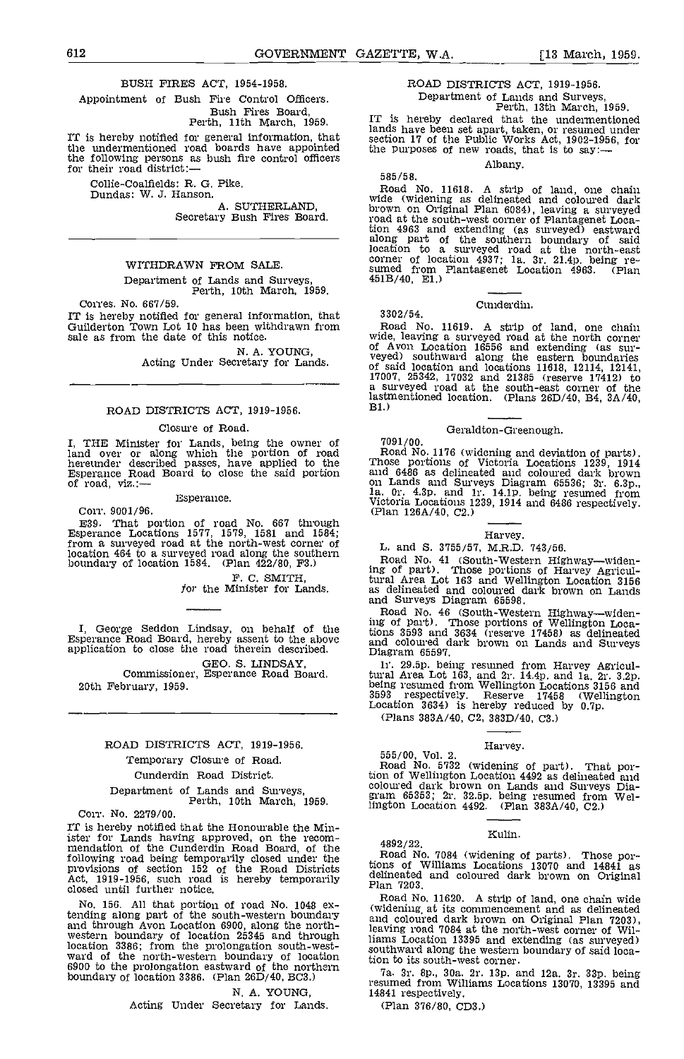## BUSH FIRES ACT, 1954-1958.

Appointment of Bush Fire Control Officers.

Bush Fires Board,
Perth, 11th March, 1959.

IT is hereby notified for general information, that the undermentioned road boards have appointed the following persons as bush fire control officers for their road district:—

Collie-Coalfields: R. G. Pike.
Dundas: W. J. Hanson.

A. SUTHERLAND,
Secretary Bush Fires Board.

---

## WITHDRAWN FROM SALE.

Department of Lands and Surveys,
Perth, 10th March, 1959.

Corres. No. 667/59.

IT is hereby notified for general information, that Guilderton Town Lot 10 has been withdrawn from sale as from the date of this notice.

N. A. YOUNG,
Acting Under Secretary for Lands.

---

## ROAD DISTRICTS ACT, 1919-1956.

Closure of Road.

I, THE Minister for Lands, being the owner of land over or along which the portion of road hereunder described passes, have applied to the Esperance Road Board to close the said portion of road, viz.:—

Esperance.

Corr. 9001/96.

E39. That portion of road No. 667 through Esperance Locations 1577, 1579, 1581 and 1584; from a surveyed road at the north-west corner of location 464 to a surveyed road along the southern boundary of location 1584. (Plan 422/80, F3.)

F. C. SMITH,
*for* the Minister for Lands.

---

I, George Seddon Lindsay, on behalf of the Esperance Road Board, hereby assent to the above application to close the road therein described.

GEO. S. LINDSAY,
Commissioner, Esperance Road Board.

20th February, 1959.

---

## ROAD DISTRICTS ACT, 1919-1956.

Temporary Closure of Road.

Cunderdin Road District.

Department of Lands and Surveys,
Perth, 10th March, 1959.

Corr. No. 2279/00.

IT is hereby notified that the Honourable the Minister for Lands having approved, on the recommendation of the Cunderdin Road Board, of the following road being temporarily closed under the provisions of section 152 of the Road Districts Act, 1919-1956, such road is hereby temporarily closed until further notice.

No. 156. All that portion of road No. 1048 extending along part of the south-western boundary and through Avon Location 6900, along the north-western boundary of location 25345 and through location 3386; from the prolongation south-westward of the north-western boundary of location 6900 to the prolongation eastward of the northern boundary of location 3386. (Plan 26D/40, BC3.)

N. A. YOUNG,
Acting Under Secretary for Lands.

---

## ROAD DISTRICTS ACT, 1919-1956.

Department of Lands and Surveys,
Perth, 13th March, 1959.

IT is hereby declared that the undermentioned lands have been set apart, taken, or resumed under section 17 of the Public Works Act, 1902-1956, for the purposes of new roads, that is to say:—

Albany.

585/58.

Road No. 11618. A strip of land, one chain wide (widening as delineated and coloured dark brown on Original Plan 6084), leaving a surveyed road at the south-west corner of Plantagenet Location 4963 and extending (as surveyed) eastward along part of the southern boundary of said location to a surveyed road at the north-east corner of location 4937; 1a. 3r. 21.4p. being resumed from Plantagenet Location 4963. (Plan 451B/40, E1.)

Cunderdin.

3302/54.

Road No. 11619. A strip of land, one chain wide, leaving a surveyed road at the north corner of Avon Location 16556 and extending (as surveyed) southward along the eastern boundaries of said location and locations 11618, 12114, 12141, 17007, 25342, 17032 and 21385 (reserve 17412) to a surveyed road at the south-east corner of the lastmentioned location. (Plans 26D/40, B4, 3A/40, B1.)

Geraldton-Greenough.

7091/00.

Road No. 1176 (widening and deviation of parts). Those portions of Victoria Locations 1239, 1914 and 6486 as delineated and coloured dark brown on Lands and Surveys Diagram 65536; 3r. 6.3p., 1a. 0r. 4.3p. and 1r. 14.1p. being resumed from Victoria Locations 1239, 1914 and 6486 respectively. (Plan 126A/40, C2.)

Harvey.

L. and S. 3755/57, M.R.D. 743/56.

Road No. 41 (South-Western Highway—widening of part). Those portions of Harvey Agricultural Area Lot 163 and Wellington Location 3156 as delineated and coloured dark brown on Lands and Surveys Diagram 65598.

Road No. 46 (South-Western Highway—widening of part). Those portions of Wellington Locations 3593 and 3634 (reserve 17458) as delineated and coloured dark brown on Lands and Surveys Diagram 65597.

1r. 29.5p. being resumed from Harvey Agricultural Area Lot 163, and 2r. 14.4p. and 1a. 2r. 3.2p. being resumed from Wellington Locations 3156 and 3593 respectively. Reserve 17458 (Wellington Location 3634) is hereby reduced by 0.7p.

(Plans 383A/40, C2, 383D/40, C3.)

Harvey.

555/00, Vol. 2.

Road No. 5732 (widening of part). That portion of Wellington Location 4492 as delineated and coloured dark brown on Lands and Surveys Diagram 65353; 2r. 32.5p. being resumed from Wellington Location 4492. (Plan 383A/40, C2.)

Kulin.

4892/22.

Road No. 7084 (widening of parts). Those portions of Williams Locations 13070 and 14841 as delineated and coloured dark brown on Original Plan 7203.

Road No. 11620. A strip of land, one chain wide (widening at its commencement and as delineated and coloured dark brown on Original Plan 7203), leaving road 7084 at the north-west corner of Williams Location 13395 and extending (as surveyed) southward along the western boundary of said location to its south-west corner.

7a. 3r. 8p., 30a. 2r. 13p. and 12a. 3r. 33p. being resumed from Williams Locations 13070, 13395 and 14841 respectively.

(Plan 376/80, CD3.)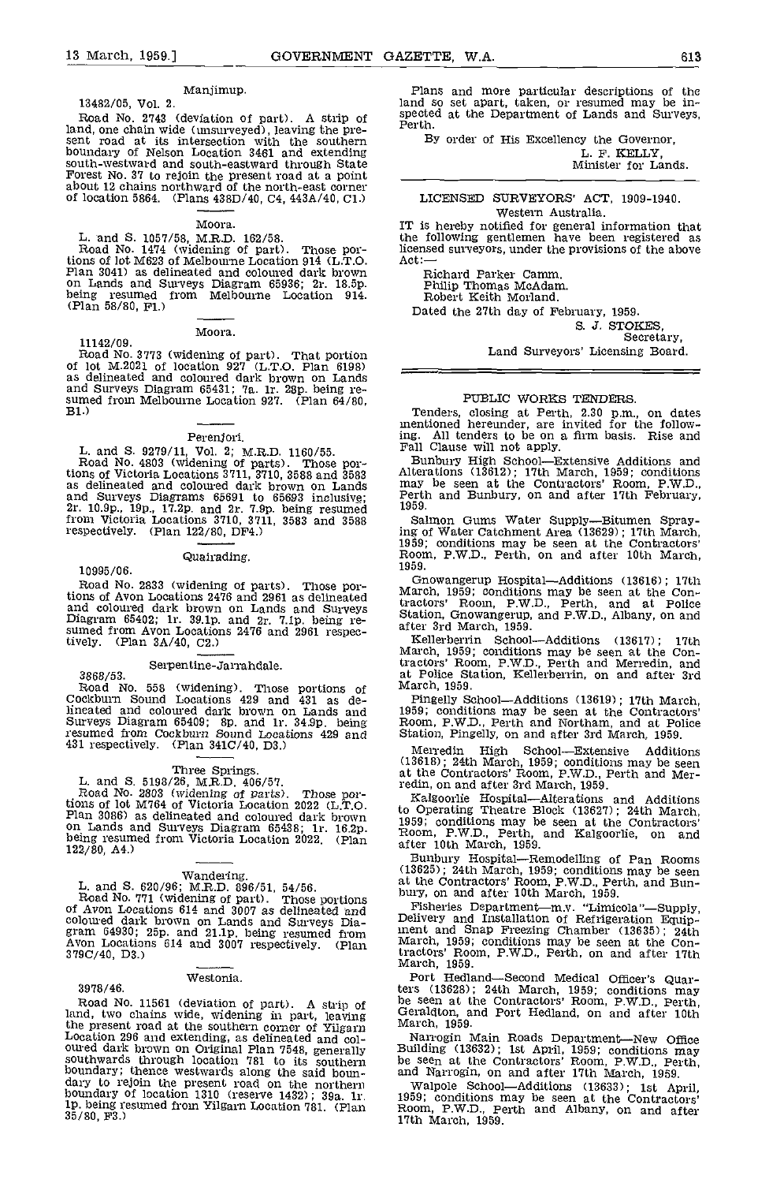Manjimup.

13482/05, Vol. 2.

Road No. 2743 (deviation of part). A strip of land, one chain wide (unsurveyed), leaving the present road at its intersection with the southern boundary of Nelson Location 3461 and extending south-westward and south-eastward through State Forest No. 37 to rejoin the present road at a point about 12 chains northward of the north-east corner of location 5864. (Plans 438D/40, C4, 443A/40, C1.)

Moora.

L. and S. 1057/58, M.R.D. 162/58.

Road No. 1474 (widening of part). Those portions of lot M623 of Melbourne Location 914 (L.T.O. Plan 3041) as delineated and coloured dark brown on Lands and Surveys Diagram 65936; 2r. 18.5p. being resumed from Melbourne Location 914. (Plan 58/80, F1.)

Moora.

11142/09.

Road No. 3773 (widening of part). That portion of lot M.2021 of location 927 (L.T.O. Plan 6198) as delineated and coloured dark brown on Lands and Surveys Diagram 65431; 7a. 1r. 28p. being resumed from Melbourne Location 927. (Plan 64/80, B1.)

Perenjori.

L. and S. 9279/11, Vol. 2; M.R.D. 1160/55.

Road No. 4803 (widening of parts). Those portions of Victoria Locations 3711, 3710, 3588 and 3583 as delineated and coloured dark brown on Lands and Surveys Diagrams 65691 to 65693 inclusive; 2r. 10.9p., 19p., 17.2p. and 2r. 7.9p. being resumed from Victoria Locations 3710, 3711, 3583 and 3588 respectively. (Plan 122/80, DF4.)

Quairading.

10995/06.

Road No. 2833 (widening of parts). Those portions of Avon Locations 2476 and 2961 as delineated and coloured dark brown on Lands and Surveys Diagram 65402; 1r. 39.1p. and 2r. 7.1p. being resumed from Avon Locations 2476 and 2961 respectively. (Plan 3A/40, C2.)

Serpentine-Jarrahdale.

3868/53.

Road No. 558 (widening). Those portions of Cockburn Sound Locations 429 and 431 as delineated and coloured dark brown on Lands and Surveys Diagram 65409; 8p. and 1r. 34.9p. being resumed from Cockburn Sound Locations 429 and 431 respectively. (Plan 341C/40, D3.)

Three Springs.

L. and S. 5198/26, M.R.D. 406/57.

Road No. 2803 (widening of parts). Those portions of lot M764 of Victoria Location 2022 (L.T.O. Plan 3086) as delineated and coloured dark brown on Lands and Surveys Diagram 65438; 1r. 16.2p. being resumed from Victoria Location 2022. (Plan 122/80, A4.)

Wandering.

L. and S. 620/96; M.R.D. 896/51, 54/56.

Road No. 771 (widening of part). Those portions of Avon Locations 614 and 3007 as delineated and coloured dark brown on Lands and Surveys Diagram 64930; 25p. and 21.1p. being resumed from Avon Locations 614 and 3007 respectively. (Plan 379C/40, D3.)

Westonia.

3978/46.

Road No. 11561 (deviation of part). A strip of land, two chains wide, widening in part, leaving the present road at the southern corner of Yilgarn Location 296 and extending, as delineated and coloured dark brown on Original Plan 7548, generally southwards through location 781 to its southern boundary; thence westwards along the said boundary to rejoin the present road on the northern boundary of location 1310 (reserve 1432); 39a. 1r. 1p. being resumed from Yilgarn Location 781. (Plan 35/80, F3.)

Plans and more particular descriptions of the land so set apart, taken, or resumed may be inspected at the Department of Lands and Surveys, Perth.

By order of His Excellency the Governor,

L. F. KELLY,
Minister for Lands.

## LICENSED SURVEYORS' ACT, 1909-1940.

Western Australia.

IT is hereby notified for general information that the following gentlemen have been registered as licensed surveyors, under the provisions of the above Act:—

Richard Parker Camm.
Philip Thomas McAdam.
Robert Keith Morland.

Dated the 27th day of February, 1959.

S. J. STOKES,
Secretary,
Land Surveyors' Licensing Board.

## PUBLIC WORKS TENDERS.

Tenders, closing at Perth, 2.30 p.m., on dates mentioned hereunder, are invited for the following. All tenders to be on a firm basis. Rise and Fall Clause will not apply.

Bunbury High School—Extensive Additions and Alterations (13612); 17th March, 1959; conditions may be seen at the Contractors' Room, P.W.D., Perth and Bunbury, on and after 17th February, 1959.

Salmon Gums Water Supply—Bitumen Spraying of Water Catchment Area (13629); 17th March, 1959; conditions may be seen at the Contractors' Room, P.W.D., Perth, on and after 10th March, 1959.

Gnowangerup Hospital—Additions (13616); 17th March, 1959; conditions may be seen at the Contractors' Room, P.W.D., Perth, and at Police Station, Gnowangerup, and P.W.D., Albany, on and after 3rd March, 1959.

Kellerberrin School—Additions (13617); 17th March, 1959; conditions may be seen at the Contractors' Room, P.W.D., Perth and Merredin, and at Police Station, Kellerberrin, on and after 3rd March, 1959.

Pingelly School—Additions (13619); 17th March, 1959; conditions may be seen at the Contractors' Room, P.W.D., Perth and Northam, and at Police Station, Pingelly, on and after 3rd March, 1959.

Merredin High School—Extensive Additions (13618); 24th March, 1959; conditions may be seen at the Contractors' Room, P.W.D., Perth and Merredin, on and after 3rd March, 1959.

Kalgoorlie Hospital—Alterations and Additions to Operating Theatre Block (13627); 24th March, 1959; conditions may be seen at the Contractors' Room, P.W.D., Perth, and Kalgoorlie, on and after 10th March, 1959.

Bunbury Hospital—Remodelling of Pan Rooms (13625); 24th March, 1959; conditions may be seen at the Contractors' Room, P.W.D., Perth, and Bunbury, on and after 10th March, 1959.

Fisheries Department—m.v. "Limicola"—Supply, Delivery and Installation of Refrigeration Equipment and Snap Freezing Chamber (13635); 24th March, 1959; conditions may be seen at the Contractors' Room, P.W.D., Perth, on and after 17th March, 1959.

Port Hedland—Second Medical Officer's Quarters (13628); 24th March, 1959; conditions may be seen at the Contractors' Room, P.W.D., Perth, Geraldton, and Port Hedland, on and after 10th March, 1959.

Narrogin Main Roads Department—New Office Building (13632); 1st April, 1959; conditions may be seen at the Contractors' Room, P.W.D., Perth, and Narrogin, on and after 17th March, 1959.

Walpole School—Additions (13633); 1st April, 1959; conditions may be seen at the Contractors' Room, P.W.D., Perth and Albany, on and after 17th March, 1959.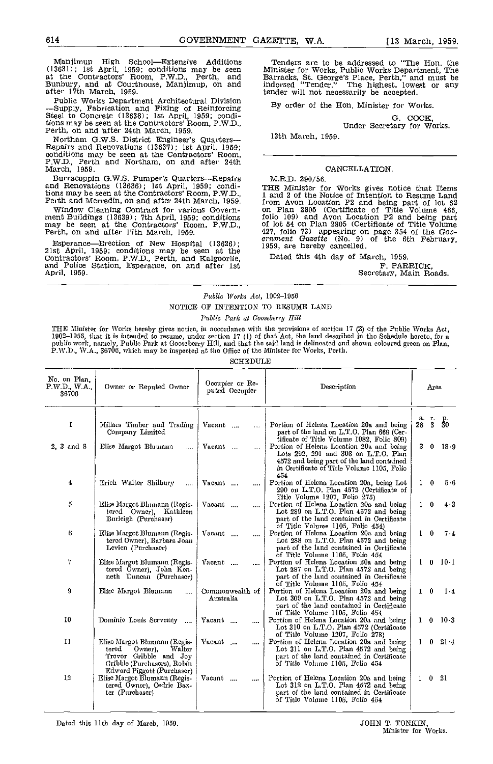Manjimup High School—Extensive Additions (13631); 1st April, 1959; conditions may be seen at the Contractors' Room, P.W.D., Perth, and Bunbury, and at Courthouse, Manjimup, on and after 17th March, 1959.

Public Works Department Architectural Division —Supply, Fabrication and Fixing of Reinforcing Steel to Concrete (13638); 1st April, 1959; conditions may be seen at the Contractors' Room, P.W.D., Perth, on and after 24th March, 1959.

Northam G.W.S. District Engineer's Quarters—Repairs and Renovations (13637); 1st April, 1959; conditions may be seen at the Contractors' Room, P.W.D., Perth and Northam, on and after 24th March, 1959.

Burracoppin G.W.S. Pumper's Quarters—Repairs and Renovations (13636); 1st April, 1959; conditions may be seen at the Contractors' Room, P.W.D., Perth and Merredin, on and after 24th March, 1959.

Window Cleaning Contract for various Government Buildings (13639); 7th April, 1959; conditions may be seen at the Contractors' Room, P.W.D., Perth, on and after 17th March, 1959.

Esperance—Erection of New Hospital (13626); 21st April, 1959; conditions may be seen at the Contractors' Room, P.W.D., Perth, and Kalgoorlie, and Police Station, Esperance, on and after 1st April, 1959.

Tenders are to be addressed to "The Hon. the Minister for Works, Public Works Department, The Barracks, St. George's Place, Perth," and must be indorsed "Tender." The highest, lowest or any tender will not necessarily be accepted.

By order of the Hon. Minister for Works.

G. COCK,
Under Secretary for Works.

13th March, 1959.

## CANCELLATION.

M.R.D. 290/56.

THE Minister for Works gives notice that Items 1 and 2 of the Notice of Intention to Resume Land from Avon Location P2 and being part of lot 62 on Plan 2805 (Certificate of Title Volume 466, folio 109) and Avon Location P2 and being part of lot 54 on Plan 2805 (Certificate of Title Volume 427, folio 73) appearing on page 354 of the *Government Gazette* (No. 9) of the 6th February, 1959, are hereby cancelled.

Dated this 4th day of March, 1959.

F. PARRICK,
Secretary, Main Roads.

*Public Works Act, 1902-1956*

## NOTICE OF INTENTION TO RESUME LAND

*Public Park at Gooseberry Hill*

THE Minister for Works hereby gives notice, in accordance with the provisions of section 17 (2) of the Public Works Act, 1902-1956, that it is intended to resume, under section 17 (1) of that Act, the land described in the Schedule hereto, for a public work, namely, Public Park at Gooseberry Hill, and that the said land is delineated and shown coloured green on Plan, P.W.D., W.A., 36706, which may be inspected at the Office of the Minister for Works, Perth.

SCHEDULE

| No. on Plan, P.W.D., W.A., 36706 | Owner or Reputed Owner | Occupier or Reputed Occupier | Description | Area a. r. p. |
|---|---|---|---|---|
| 1 | Millars Timber and Trading Company Limited | Vacant .... .... | Portion of Helena Location 20a and being part of the land on L.T.O. Plan 669 (Certificate of Title Volume 1082, Folio 809) | 28 3 30 |
| 2, 3 and 8 | Elise Margot Blumann .... | Vacant .... .... | Portion of Helena Location 20a and being Lots 292, 291 and 308 on L.T.O. Plan 4572 and being part of the land contained in Certificate of Title Volume 1105, Folio 454 | 3 0 18·9 |
| 4 | Erich Walter Shilbury .... | Vacant .... .... | Portion of Helena Location 20a, being Lot 290 on L.T.O. Plan 4572 (Certificate of Title Volume 1207, Folio 275) | 1 0 5·6 |
| 5 | Elise Margot Blumann (Registered Owner), Kathleen Burleigh (Purchaser) | Vacant .... .... | Portion of Helena Location 20a and being Lot 289 on L.T.O. Plan 4572 and being part of the land contained in Certificate of Title Volume 1105, Folio 454) | 1 0 4·3 |
| 6 | Elise Margot Blumann (Registered Owner), Barbara Joan Levien (Purchaser) | Vacant .... .... | Portion of Helena Location 20a and being Lot 288 on L.T.O. Plan 4572 and being part of the land contained in Certificate of Title Volume 1105, Folio 454 | 1 0 7·4 |
| 7 | Elise Margot Blumann (Registered Owner), John Kenneth Duncan (Purchaser) | Vacant .... .... | Portion of Helena Location 20a and being Lot 287 on L.T.O. Plan 4572 and being part of the land contained in Certificate of Title Volume 1105, Folio 454 | 1 0 10·1 |
| 9 | Elise Margot Blumann .... | Commonwealth of Australia | Portion of Helena Location 20a and being Lot 309 on L.T.O. Plan 4572 and being part of the land contained in Certificate of Title Volume 1105, Folio 454 | 1 0 1·4 |
| 10 | Dominic Louis Serventy .... | Vacant .... .... | Portion of Helena Location 20a and being Lot 310 on L.T.O. Plan 4572 (Certificate of Title Volume 1207, Folio 278) | 1 0 10·3 |
| 11 | Elise Margot Blumann (Registered Owner), Walter Trevor Gribble and Joy Gribble (Purchasers), Robin Edward Piggott (Purchaser) | Vacant .... .... | Portion of Helena Location 20a and being Lot 311 on L.T.O. Plan 4572 and being part of the land contained in Certificate of Title Volume 1105, Folio 454 | 1 0 21·4 |
| 12 | Elise Margot Blumann (Registered Owner), Cedric Baxter (Purchaser) | Vacant .... .... | Portion of Helena Location 20a and being Lot 312 on L.T.O. Plan 4572 and being part of the land contained in Certificate of Title Volume 1105, Folio 454 | 1 0 21 |

Dated this 11th day of March, 1959.

JOHN T. TONKIN,
Minister for Works.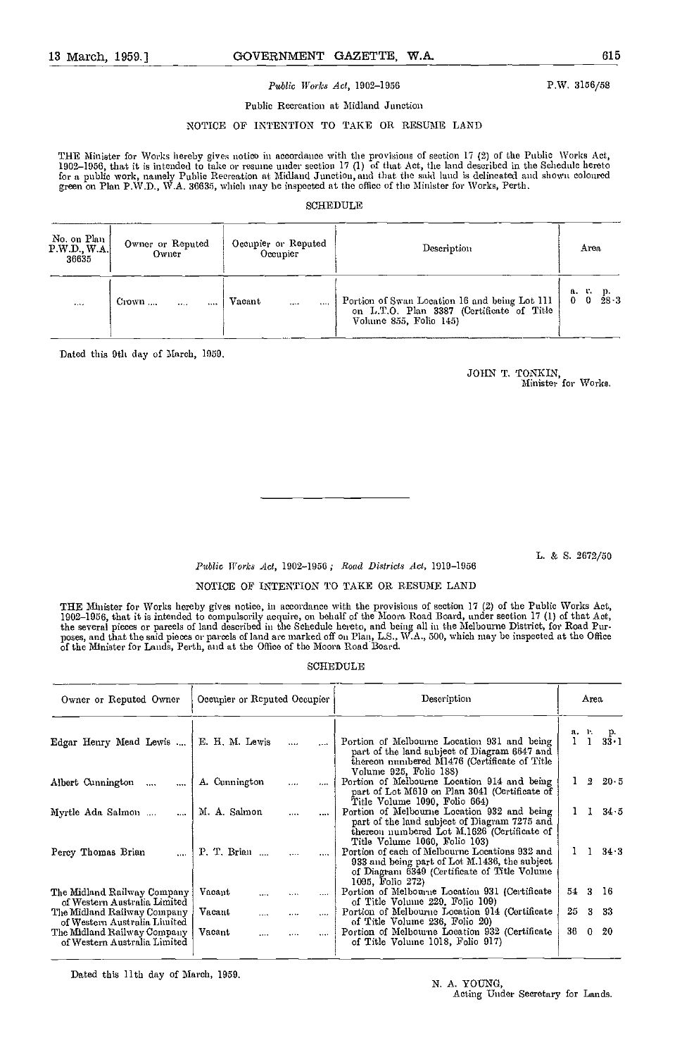P.W. 3156/58

*Public Works Act*, 1902–1956

Public Recreation at Midland Junction

NOTICE OF INTENTION TO TAKE OR RESUME LAND

THE Minister for Works hereby gives notice in accordance with the provisions of section 17 (2) of the Public Works Act, 1902–1956, that it is intended to take or resume under section 17 (1) of that Act, the land described in the Schedule hereto for a public work, namely Public Recreation at Midland Junction, and that the said land is delineated and shown coloured green on Plan P.W.D., W.A. 36635, which may be inspected at the office of the Minister for Works, Perth.

SCHEDULE

| No. on Plan P.W.D., W.A. 36635 | Owner or Reputed Owner | Occupier or Reputed Occupier | Description | Area |
|---|---|---|---|---|
| | | | | a. r. p. |
| .... | Crown .... .... .... | Vacant .... .... | Portion of Swan Location 16 and being Lot 111 on L.T.O. Plan 3387 (Certificate of Title Volume 855, Folio 145) | 0 0 28·3 |

Dated this 9th day of March, 1959.

JOHN T. TONKIN,
Minister for Works.

---

L. & S. 2672/50

*Public Works Act*, 1902–1956; *Road Districts Act*, 1919–1956

NOTICE OF INTENTION TO TAKE OR RESUME LAND

THE Minister for Works hereby gives notice, in accordance with the provisions of section 17 (2) of the Public Works Act, 1902–1956, that it is intended to compulsorily acquire, on behalf of the Moora Road Board, under section 17 (1) of that Act, the several pieces or parcels of land described in the Schedule hereto, and being all in the Melbourne District, for Road Purposes, and that the said pieces or parcels of land are marked off on Plan, L.S., W.A., 500, which may be inspected at the Office of the Minister for Lands, Perth, and at the Office of the Moora Road Board.

SCHEDULE

| Owner or Reputed Owner | Occupier or Reputed Occupier | Description | Area |
|---|---|---|---|
| | | | a. r. p. |
| Edgar Henry Mead Lewis .... | E. H. M. Lewis .... .... | Portion of Melbourne Location 931 and being part of the land subject of Diagram 6647 and thereon numbered M1476 (Certificate of Title Volume 925, Folio 188) | 1 1 33·1 |
| Albert Cunnington .... .... | A. Cunnington .... .... | Portion of Melbourne Location 914 and being part of Lot M619 on Plan 3041 (Certificate of Title Volume 1090, Folio 664) | 1 2 20·5 |
| Myrtle Ada Salmon .... .... | M. A. Salmon .... .... | Portion of Melbourne Location 932 and being part of the land subject of Diagram 7275 and thereon numbered Lot M.1626 (Certificate of Title Volume 1060, Folio 103) | 1 1 34·5 |
| Percy Thomas Brian .... | P. T. Brian .... .... .... | Portion of each of Melbourne Locations 932 and 933 and being part of Lot M.1436, the subject of Diagram 6349 (Certificate of Title Volume 1095, Folio 272) | 1 1 34·3 |
| The Midland Railway Company of Western Australia Limited | Vacant .... .... .... | Portion of Melbourne Location 931 (Certificate of Title Volume 229, Folio 109) | 54 3 16 |
| The Midland Railway Company of Western Australia Limited | Vacant .... .... .... | Portion of Melbourne Location 914 (Certificate of Title Volume 236, Folio 20) | 25 3 33 |
| The Midland Railway Company of Western Australia Limited | Vacant .... .... .... | Portion of Melbourne Location 932 (Certificate of Title Volume 1018, Folio 917) | 36 0 20 |

Dated this 11th day of March, 1959.

N. A. YOUNG,
Acting Under Secretary for Lands.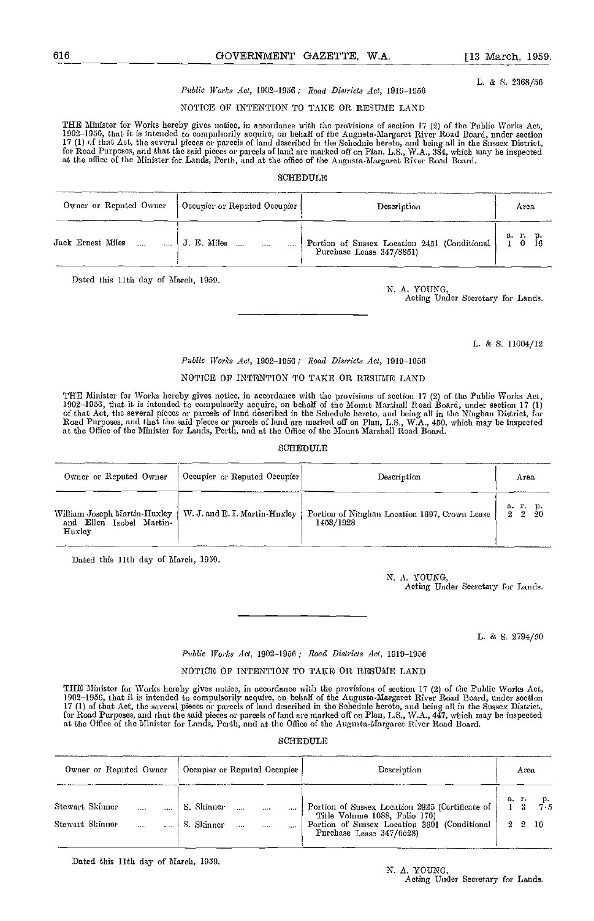L. & S. 2368/56

*Public Works Act*, 1902–1956; *Road Districts Act*, 1919–1956

NOTICE OF INTENTION TO TAKE OR RESUME LAND

THE Minister for Works hereby gives notice, in accordance with the provisions of section 17 (2) of the Public Works Act, 1902–1956, that it is intended to compulsorily acquire, on behalf of the Augusta-Margaret River Road Board, under section 17 (1) of that Act, the several pieces or parcels of land described in the Schedule hereto, and being all in the Sussex District, for Road Purposes, and that the said pieces or parcels of land are marked off on Plan, L.S., W.A., 384, which may be inspected at the office of the Minister for Lands, Perth, and at the office of the Augusta-Margaret River Road Board.

SCHEDULE

| Owner or Reputed Owner | Occupier or Reputed Occupier | Description | Area |
|---|---|---|---|
| | | | a. r. p. |
| Jack Ernest Miles .... .... | J. E. Miles .... .... .... | Portion of Sussex Location 2451 (Conditional Purchase Lease 347/8851) | 1 0 16 |

Dated this 11th day of March, 1959.

N. A. YOUNG,
Acting Under Secretary for Lands.

---

L. & S. 11004/12

*Public Works Act*, 1902–1956; *Road Districts Act*, 1919–1956

NOTICE OF INTENTION TO TAKE OR RESUME LAND

THE Minister for Works hereby gives notice, in accordance with the provisions of section 17 (2) of the Public Works Act, 1902–1956, that it is intended to compulsorily acquire, on behalf of the Mount Marshall Road Board, under section 17 (1) of that Act, the several pieces or parcels of land described in the Schedule hereto, and being all in the Ninghan District, for Road Purposes, and that the said pieces or parcels of land are marked off on Plan, L.S., W.A., 450, which may be inspected at the Office of the Minister for Lands, Perth, and at the Office of the Mount Marshall Road Board.

SCHEDULE

| Owner or Reputed Owner | Occupier or Reputed Occupier | Description | Area |
|---|---|---|---|
| | | | a. r. p. |
| William Joseph Martin-Huxley and Ellen Isobel Martin-Huxley | W. J. and E. I. Martin-Huxley | Portion of Ninghan Location 1697, Crown Lease 1458/1928 | 2 2 20 |

Dated this 11th day of March, 1959.

N. A. YOUNG,
Acting Under Secretary for Lands.

---

L. & S. 2794/50

*Public Works Act*, 1902–1956; *Road Districts Act*, 1919–1956

NOTICE OF INTENTION TO TAKE OR RESUME LAND

THE Minister for Works hereby gives notice, in accordance with the provisions of section 17 (2) of the Public Works Act, 1902–1956, that it is intended to compulsorily acquire, on behalf of the Augusta-Margaret River Road Board, under section 17 (1) of that Act, the several pieces or parcels of land described in the Schedule hereto, and being all in the Sussex District, for Road Purposes, and that the said pieces or parcels of land are marked off on Plan, L.S., W.A., 447, which may be inspected at the Office of the Minister for Lands, Perth, and at the Office of the Augusta-Margaret River Road Board.

SCHEDULE

| Owner or Reputed Owner | Occupier or Reputed Occupier | Description | Area |
|---|---|---|---|
| | | | a. r. p. |
| Stewart Skinner .... .... | S. Skinner .... .... .... | Portion of Sussex Location 2925 (Certificate of Title Volume 1088, Folio 170) | 1 3 7·5 |
| Stewart Skinner .... .... | S. Skinner .... .... .... | Portion of Sussex Location 3601 (Conditional Purchase Lease 347/6528) | 2 2 10 |

Dated this 11th day of March, 1959.

N. A. YOUNG,
Acting Under Secretary for Lands.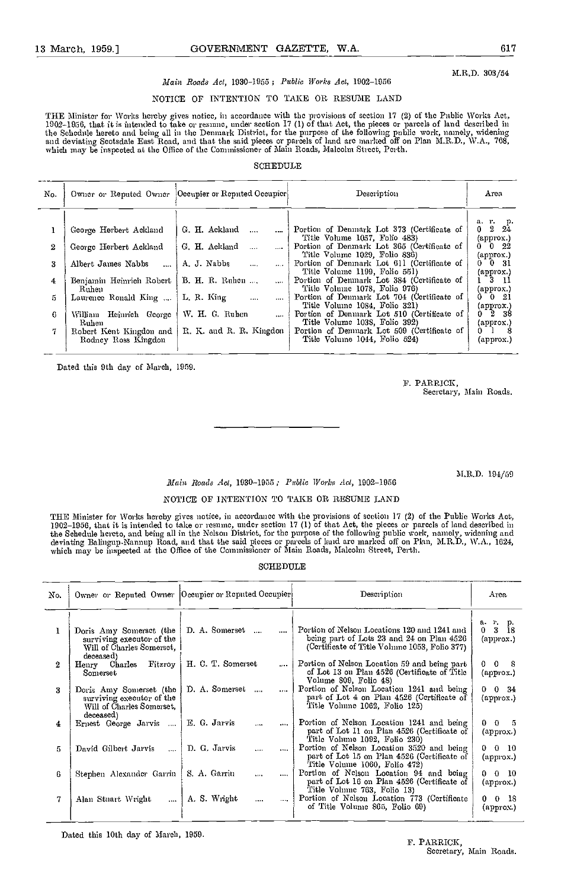M.R.D. 303/54

*Main Roads Act*, 1930-1955 ; *Public Works Act*, 1902-1956

NOTICE OF INTENTION TO TAKE OR RESUME LAND

THE Minister for Works hereby gives notice, in accordance with the provisions of section 17 (2) of the Public Works Act, 1902-1956, that it is intended to take or resume, under section 17 (1) of that Act, the pieces or parcels of land described in the Schedule hereto and being all in the Denmark District, for the purpose of the following public work, namely, widening and deviating Scotsdale East Road, and that the said pieces or parcels of land are marked off on Plan M.R.D., W.A., 768, which may be inspected at the Office of the Commissioner of Main Roads, Malcolm Street, Perth.

SCHEDULE

| No. | Owner or Reputed Owner | Occupier or Reputed Occupier | Description | Area |
|---|---|---|---|---|
| | | | | a. r. p. |
| 1 | George Herbert Ackland | G. H. Ackland .... .... | Portion of Denmark Lot 373 (Certificate of Title Volume 1057, Folio 483) | 0 2 24 (approx.) |
| 2 | George Herbert Ackland | G. H. Ackland .... .... | Portion of Denmark Lot 365 (Certificate of Title Volume 1029, Folio 836) | 0 0 22 (approx.) |
| 3 | Albert James Nabbs .... | A. J. Nabbs .... .... | Portion of Denmark Lot 611 (Certificate of Title Volume 1199, Folio 551) | 0 0 31 (approx.) |
| 4 | Benjamin Heinrich Robert Ruhen | B. H. R. Ruhen .... .... | Portion of Denmark Lot 384 (Certificate of Title Volume 1078, Folio 976) | 1 3 11 (approx.) |
| 5 | Laurence Ronald King .... | L. R. King .... .... | Portion of Denmark Lot 704 (Certificate of Title Volume 1084, Folio 321) | 0 0 21 (approx.) |
| 6 | William Heinrich George Ruhen | W. H. G. Ruhen .... | Portion of Denmark Lot 510 (Certificate of Title Volume 1038, Folio 392) | 0 2 38 (approx.) |
| 7 | Robert Kent Kingdon and Rodney Ross Kingdon | R. K. and R. R. Kingdon | Portion of Denmark Lot 509 (Certificate of Title Volume 1044, Folio 524) | 0 1 8 (approx.) |

Dated this 9th day of March, 1959.

F. PARRICK,
Secretary, Main Roads.

---

M.R.D. 194/59

*Main Roads Act*, 1930-1955 ; *Public Works Act*, 1902-1956

NOTICE OF INTENTION TO TAKE OR RESUME LAND

THE Minister for Works hereby gives notice, in accordance with the provisions of section 17 (2) of the Public Works Act, 1902-1956, that it is intended to take or resume, under section 17 (1) of that Act, the pieces or parcels of land described in the Schedule hereto, and being all in the Nelson District, for the purpose of the following public work, namely, widening and deviating Balingup-Nannup Road, and that the said pieces or parcels of land are marked off on Plan, M.R.D., W.A., 1624, which may be inspected at the Office of the Commissioner of Main Roads, Malcolm Street, Perth.

SCHEDULE

| No. | Owner or Reputed Owner | Occupier or Reputed Occupier | Description | Area |
|---|---|---|---|---|
| | | | | a. r. p. |
| 1 | Doris Amy Somerset (the surviving executor of the Will of Charles Somerset, deceased) | D. A. Somerset .... .... | Portion of Nelson Locations 120 and 1241 and being part of Lots 23 and 24 on Plan 4526 (Certificate of Title Volume 1053, Folio 377) | 0 3 18 (approx.) |
| 2 | Henry Charles Fitzroy Somerset | H. C. T. Somerset .... | Portion of Nelson Location 59 and being part of Lot 13 on Plan 4526 (Certificate of Title Volume 809, Folio 48) | 0 0 8 (approx.) |
| 3 | Doris Amy Somerset (the surviving executor of the Will of Charles Somerset, deceased) | D. A. Somerset .... .... | Portion of Nelson Location 1241 and being part of Lot 4 on Plan 4526 (Certificate of Title Volume 1062, Folio 125) | 0 0 34 (approx.) |
| 4 | Ernest George Jarvis .... | E. G. Jarvis .... .... | Portion of Nelson Location 1241 and being part of Lot 11 on Plan 4526 (Certificate of Title Volume 1092, Folio 230) | 0 0 5 (approx.) |
| 5 | David Gilbert Jarvis .... | D. G. Jarvis .... .... | Portion of Nelson Location 3520 and being part of Lot 15 on Plan 4526 (Certificate of Title Volume 1060, Folio 472) | 0 0 10 (approx.) |
| 6 | Stephen Alexander Garrin | S. A. Garrin .... .... | Portion of Nelson Location 94 and being part of Lot 16 on Plan 4526 (Certificate of Title Volume 763, Folio 13) | 0 0 10 (approx.) |
| 7 | Alan Stuart Wright .... | A. S. Wright .... .... | Portion of Nelson Location 773 (Certificate of Title Volume 865, Folio 69) | 0 0 18 (approx.) |

Dated this 10th day of March, 1959.

F. PARRICK,
Secretary, Main Roads.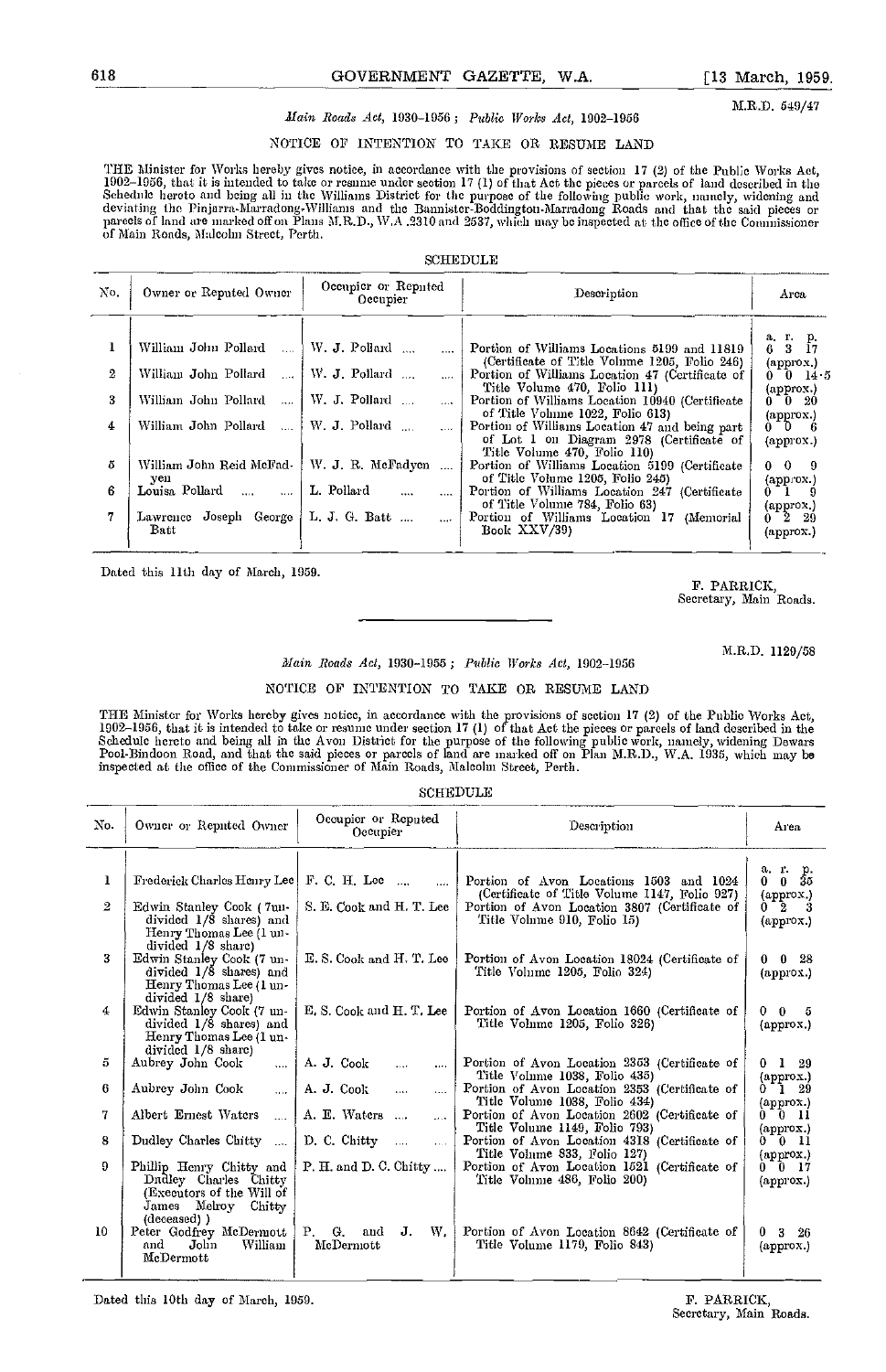M.R.D. 549/47

*Main Roads Act*, 1930–1956 ; *Public Works Act*, 1902–1956

NOTICE OF INTENTION TO TAKE OR RESUME LAND

THE Minister for Works hereby gives notice, in accordance with the provisions of section 17 (2) of the Public Works Act, 1902–1956, that it is intended to take or resume under section 17 (1) of that Act the pieces or parcels of land described in the Schedule hereto and being all in the Williams District for the purpose of the following public work, namely, widening and deviating the Pinjarra-Marradong-Williams and the Bannister-Boddington-Marradong Roads and that the said pieces or parcels of land are marked off on Plans M.R.D., W.A .2310 and 2537, which may be inspected at the office of the Commissioner of Main Roads, Malcolm Street, Perth.

SCHEDULE

| No. | Owner or Reputed Owner | Occupier or Reputed Occupier | Description | Area |
|---|---|---|---|---|
| | | | | a. r. p. |
| 1 | William John Pollard .... | W. J. Pollard .... .... | Portion of Williams Locations 5199 and 11819 (Certificate of Title Volume 1205, Folio 246) | 6 3 17 (approx.) |
| 2 | William John Pollard .... | W. J. Pollard .... .... | Portion of Williams Location 47 (Certificate of Title Volume 470, Folio 111) | 0 0 14·5 (approx.) |
| 3 | William John Pollard .... | W. J. Pollard .... .... | Portion of Williams Location 10940 (Certificate of Title Volume 1022, Folio 613) | 0 0 20 (approx.) |
| 4 | William John Pollard .... | W. J. Pollard .... .... | Portion of Williams Location 47 and being part of Lot 1 on Diagram 2978 (Certificate of Title Volume 470, Folio 110) | 0 0 6 (approx.) |
| 5 | William John Reid McFadyen | W. J. R. McFadyen .... | Portion of Williams Location 5199 (Certificate of Title Volume 1205, Folio 245) | 0 0 9 (approx.) |
| 6 | Louisa Pollard .... .... | L. Pollard .... .... | Portion of Williams Location 247 (Certificate of Title Volume 784, Folio 63) | 0 1 9 (approx.) |
| 7 | Lawrence Joseph George Batt | L. J. G. Batt .... .... | Portion of Williams Location 17 (Memorial Book XXV/39) | 0 2 29 (approx.) |

Dated this 11th day of March, 1959.

F. PARRICK,
Secretary, Main Roads.

---

M.R.D. 1129/58

*Main Roads Act*, 1930–1955 ; *Public Works Act*, 1902–1956

NOTICE OF INTENTION TO TAKE OR RESUME LAND

THE Minister for Works hereby gives notice, in accordance with the provisions of section 17 (2) of the Public Works Act, 1902–1956, that it is intended to take or resume under section 17 (1) of that Act the pieces or parcels of land described in the Schedule hereto and being all in the Avon District for the purpose of the following public work, namely, widening Dewars Pool-Bindoon Road, and that the said pieces or parcels of land are marked off on Plan M.R.D., W.A. 1935, which may be inspected at the office of the Commissioner of Main Roads, Malcolm Street, Perth.

SCHEDULE

| No. | Owner or Reputed Owner | Occupier or Reputed Occupier | Description | Area |
|---|---|---|---|---|
| | | | | a. r. p. |
| 1 | Frederick Charles Henry Lee | F. C. H. Lee .... .... | Portion of Avon Locations 1503 and 1024 (Certificate of Title Volume 1147, Folio 927) | 0 0 35 (approx.) |
| 2 | Edwin Stanley Cook (7 undivided 1/8 shares) and Henry Thomas Lee (1 undivided 1/8 share) | E. S. Cook and H. T. Lee | Portion of Avon Location 3807 (Certificate of Title Volume 910, Folio 15) | 0 2 3 (approx.) |
| 3 | Edwin Stanley Cook (7 undivided 1/8 shares) and Henry Thomas Lee (1 undivided 1/8 share) | E. S. Cook and H. T. Lee | Portion of Avon Location 18024 (Certificate of Title Volume 1205, Folio 324) | 0 0 28 (approx.) |
| 4 | Edwin Stanley Cook (7 undivided 1/8 shares) and Henry Thomas Lee (1 undivided 1/8 share) | E. S. Cook and H. T. Lee | Portion of Avon Location 1660 (Certificate of Title Volume 1205, Folio 326) | 0 0 5 (approx.) |
| 5 | Aubrey John Cook .... | A. J. Cook .... .... | Portion of Avon Location 2353 (Certificate of Title Volume 1038, Folio 435) | 0 1 29 (approx.) |
| 6 | Aubrey John Cook .... | A. J. Cook .... .... | Portion of Avon Location 2353 (Certificate of Title Volume 1038, Folio 434) | 0 1 29 (approx.) |
| 7 | Albert Ernest Waters .... | A. E. Waters .... .... | Portion of Avon Location 2602 (Certificate of Title Volume 1149, Folio 793) | 0 0 11 (approx.) |
| 8 | Dudley Charles Chitty .... | D. C. Chitty .... .... | Portion of Avon Location 4318 (Certificate of Title Volume 833, Folio 127) | 0 0 11 (approx.) |
| 9 | Phillip Henry Chitty and Dudley Charles Chitty (Executors of the Will of James Melroy Chitty (deceased) ) | P. H. and D. C. Chitty .... | Portion of Avon Location 1521 (Certificate of Title Volume 486, Folio 200) | 0 0 17 (approx.) |
| 10 | Peter Godfrey McDermott and John William McDermott | P. G. and J. W. McDermott | Portion of Avon Location 8642 (Certificate of Title Volume 1179, Folio 843) | 0 3 26 (approx.) |

Dated this 10th day of March, 1959.

F. PARRICK,
Secretary, Main Roads.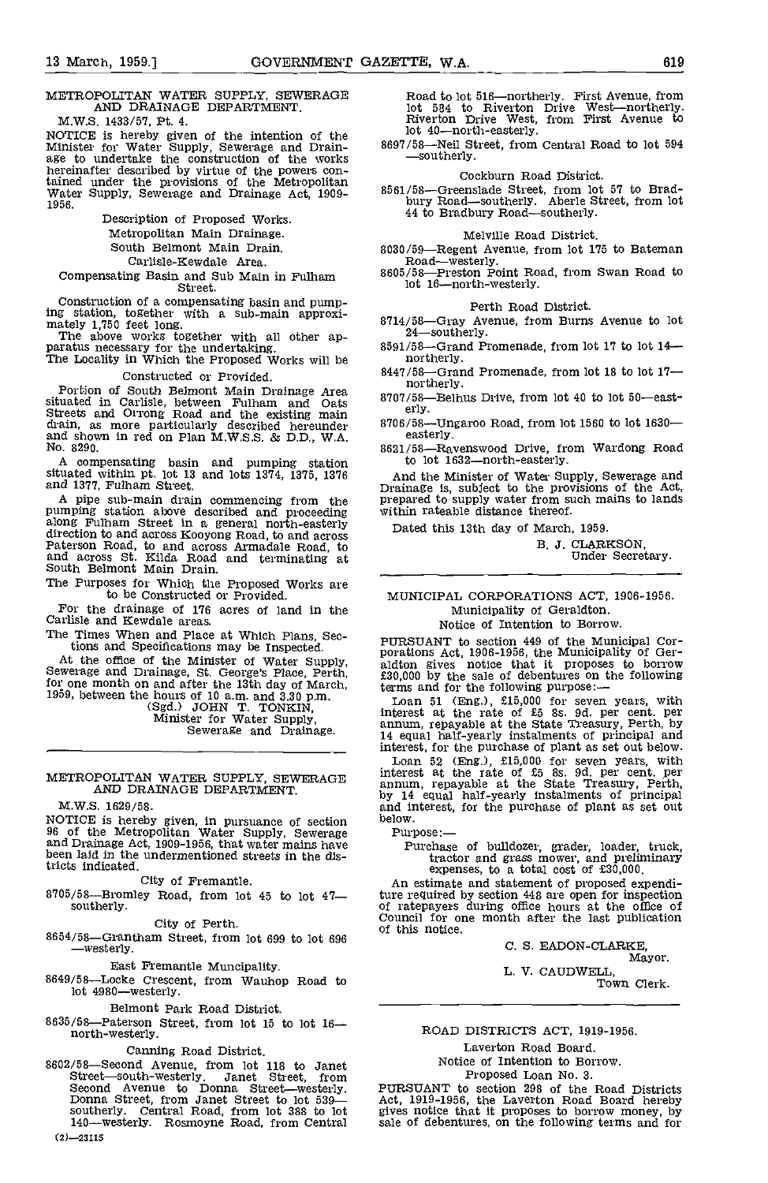METROPOLITAN WATER SUPPLY, SEWERAGE AND DRAINAGE DEPARTMENT.

M.W.S. 1433/57, Pt. 4.

NOTICE is hereby given of the intention of the Minister for Water Supply, Sewerage and Drainage to undertake the construction of the works hereinafter described by virtue of the powers contained under the provisions of the Metropolitan Water Supply, Sewerage and Drainage Act, 1909-1956.

Description of Proposed Works.

Metropolitan Main Drainage.

South Belmont Main Drain.

Carlisle-Kewdale Area.

Compensating Basin and Sub Main in Fulham Street.

Construction of a compensating basin and pumping station, together with a sub-main approximately 1,750 feet long.

The above works together with all other apparatus necessary for the undertaking.

The Locality in Which the Proposed Works will be Constructed or Provided.

Portion of South Belmont Main Drainage Area situated in Carlisle, between Fulham and Oats Streets and Orrong Road and the existing main drain, as more particularly described hereunder and shown in red on Plan M.W.S.S. & D.D., W.A. No. 8290.

A compensating basin and pumping station situated within pt. lot 13 and lots 1374, 1375, 1376 and 1377, Fulham Street.

A pipe sub-main drain commencing from the pumping station above described and proceeding along Fulham Street in a general north-easterly direction to and across Kooyong Road, to and across Paterson Road, to and across Armadale Road, to and across St. Kilda Road and terminating at South Belmont Main Drain.

The Purposes for Which the Proposed Works are to be Constructed or Provided.

For the drainage of 176 acres of land in the Carlisle and Kewdale areas.

The Times When and Place at Which Plans, Sections and Specifications may be Inspected.

At the office of the Minister of Water Supply, Sewerage and Drainage, St. George's Place, Perth, for one month on and after the 13th day of March, 1959, between the hours of 10 a.m. and 3.30 p.m.

(Sgd.) JOHN T. TONKIN,
Minister for Water Supply,
Sewerage and Drainage.

---

METROPOLITAN WATER SUPPLY, SEWERAGE AND DRAINAGE DEPARTMENT.

M.W.S. 1629/58.

NOTICE is hereby given, in pursuance of section 96 of the Metropolitan Water Supply, Sewerage and Drainage Act, 1909-1956, that water mains have been laid in the undermentioned streets in the districts indicated.

City of Fremantle.

8705/58—Bromley Road, from lot 45 to lot 47—southerly.

City of Perth.

8654/58—Grantham Street, from lot 699 to lot 696—westerly.

East Fremantle Muncipality.

8649/58—Locke Crescent, from Wauhop Road to lot 4980—westerly.

Belmont Park Road District.

8635/58—Paterson Street, from lot 15 to lot 16—north-westerly.

Canning Road District.

8602/58—Second Avenue, from lot 118 to Janet Street—south-westerly. Janet Street, from Second Avenue to Donna Street—westerly. Donna Street, from Janet Street to lot 539—southerly. Central Road, from lot 388 to lot 140—westerly. Rosmoyne Road, from Central Road to lot 516—northerly. First Avenue, from lot 584 to Riverton Drive West—northerly. Riverton Drive West, from First Avenue to lot 40—north-easterly.

8697/58—Neil Street, from Central Road to lot 594—southerly.

Cockburn Road District.

8561/58—Greenslade Street, from lot 57 to Bradbury Road—southerly. Aberle Street, from lot 44 to Bradbury Road—southerly.

Melville Road District.

8030/59—Regent Avenue, from lot 175 to Bateman Road—westerly.

8605/58—Preston Point Road, from Swan Road to lot 16—north-westerly.

Perth Road District.

8714/58—Gray Avenue, from Burns Avenue to lot 24—southerly.

8591/58—Grand Promenade, from lot 17 to lot 14—northerly.

8447/58—Grand Promenade, from lot 18 to lot 17—northerly.

8707/58—Belhus Drive, from lot 40 to lot 50—easterly.

8706/58—Ungaroo Road, from lot 1560 to lot 1630—easterly.

8621/58—Ravenswood Drive, from Wardong Road to lot 1632—north-easterly.

And the Minister of Water Supply, Sewerage and Drainage is, subject to the provisions of the Act, prepared to supply water from such mains to lands within rateable distance thereof.

Dated this 13th day of March, 1959.

B. J. CLARKSON,
Under Secretary.

---

MUNICIPAL CORPORATIONS ACT, 1906-1956.

Municipality of Geraldton.

Notice of Intention to Borrow.

PURSUANT to section 449 of the Municipal Corporations Act, 1906-1956, the Municipality of Geraldton gives notice that it proposes to borrow £30,000 by the sale of debentures on the following terms and for the following purpose:—

Loan 51 (Eng.), £15,000 for seven years, with interest at the rate of £5 8s. 9d. per cent. per annum, repayable at the State Treasury, Perth, by 14 equal half-yearly instalments of principal and interest, for the purchase of plant as set out below.

Loan 52 (Eng.), £15,000 for seven years, with interest at the rate of £5 8s. 9d. per cent. per annum, repayable at the State Treasury, Perth, by 14 equal half-yearly instalments of principal and interest, for the purchase of plant as set out below.

Purpose:—

Purchase of bulldozer, grader, loader, truck, tractor and grass mower, and preliminary expenses, to a total cost of £30,000.

An estimate and statement of proposed expenditure required by section 448 are open for inspection of ratepayers during office hours at the office of Council for one month after the last publication of this notice.

C. S. EADON-CLARKE,
Mayor.

L. V. CAUDWELL,
Town Clerk.

---

ROAD DISTRICTS ACT, 1919-1956.

Laverton Road Board.

Notice of Intention to Borrow.

Proposed Loan No. 3.

PURSUANT to section 298 of the Road Districts Act, 1919-1956, the Laverton Road Board hereby gives notice that it proposes to borrow money, by sale of debentures, on the following terms and for

(2)—23115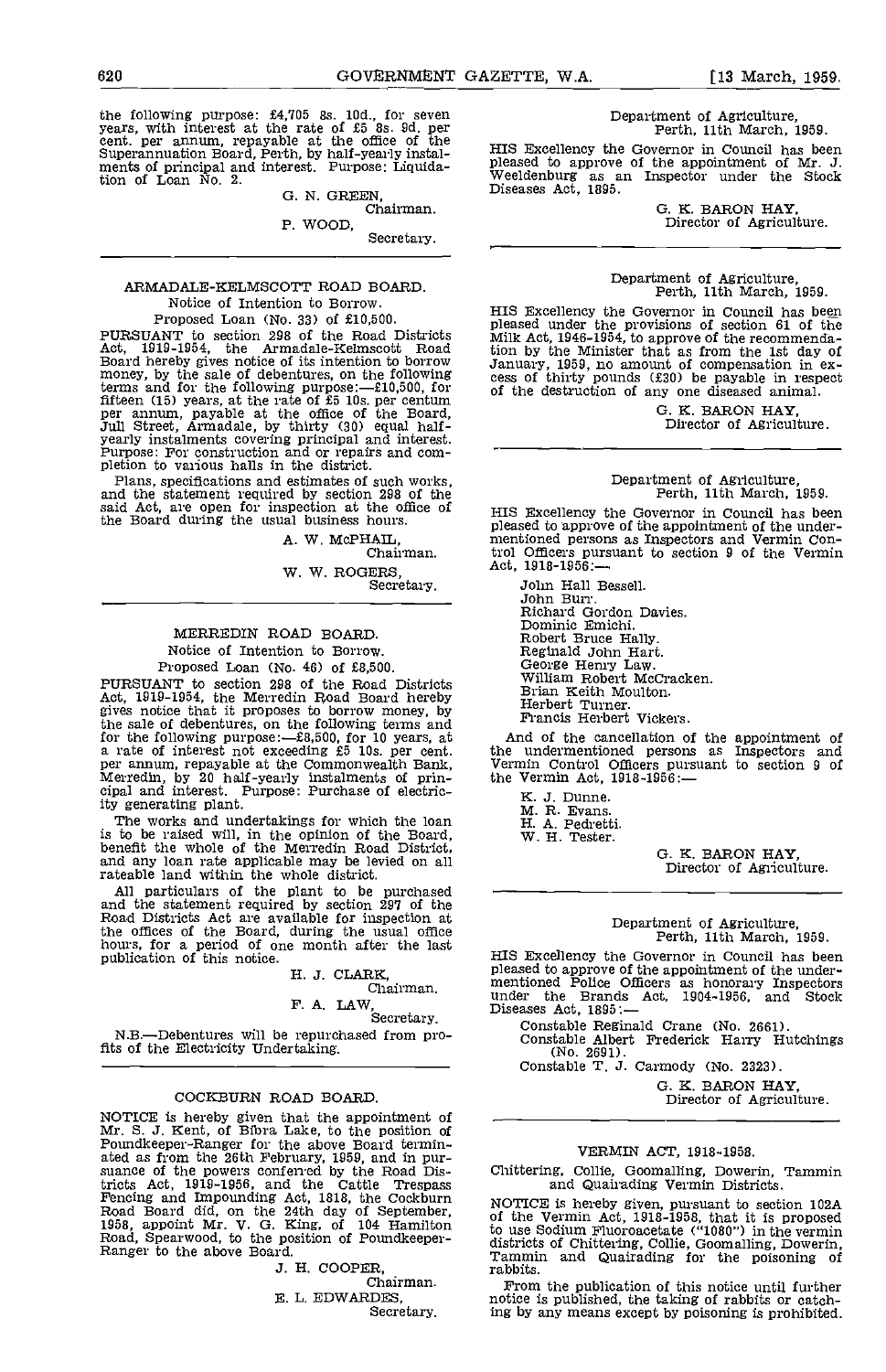the following purpose: £4,705 8s. 10d., for seven years, with interest at the rate of £5 8s. 9d. per cent. per annum, repayable at the office of the Superannuation Board, Perth, by half-yearly instalments of principal and interest. Purpose: Liquidation of Loan No. 2.

G. N. GREEN,
Chairman.

P. WOOD,
Secretary.

---

## ARMADALE-KELMSCOTT ROAD BOARD.

Notice of Intention to Borrow.

Proposed Loan (No. 33) of £10,500.

PURSUANT to section 298 of the Road Districts Act, 1919-1954, the Armadale-Kelmscott Road Board hereby gives notice of its intention to borrow money, by the sale of debentures, on the following terms and for the following purpose:—£10,500, for fifteen (15) years, at the rate of £5 10s. per centum per annum, payable at the office of the Board, Jull Street, Armadale, by thirty (30) equal half-yearly instalments covering principal and interest. Purpose: For construction and or repairs and completion to various halls in the district.

Plans, specifications and estimates of such works, and the statement required by section 298 of the said Act, are open for inspection at the office of the Board during the usual business hours.

A. W. McPHAIL,
Chairman.

W. W. ROGERS,
Secretary.

---

## MERREDIN ROAD BOARD.

Notice of Intention to Borrow.

Proposed Loan (No. 46) of £8,500.

PURSUANT to section 298 of the Road Districts Act, 1919-1954, the Merredin Road Board hereby gives notice that it proposes to borrow money, by the sale of debentures, on the following terms and for the following purpose:—£8,500, for 10 years, at a rate of interest not exceeding £5 10s. per cent. per annum, repayable at the Commonwealth Bank, Merredin, by 20 half-yearly instalments of principal and interest. Purpose: Purchase of electricity generating plant.

The works and undertakings for which the loan is to be raised will, in the opinion of the Board, benefit the whole of the Merredin Road District, and any loan rate applicable may be levied on all rateable land within the whole district.

All particulars of the plant to be purchased and the statement required by section 297 of the Road Districts Act are available for inspection at the offices of the Board, during the usual office hours, for a period of one month after the last publication of this notice.

H. J. CLARK,
Chairman.

F. A. LAW,
Secretary.

N.B.—Debentures will be repurchased from profits of the Electricity Undertaking.

---

## COCKBURN ROAD BOARD.

NOTICE is hereby given that the appointment of Mr. S. J. Kent, of Bibra Lake, to the position of Poundkeeper-Ranger for the above Board terminated as from the 26th February, 1959, and in pursuance of the powers conferred by the Road Districts Act, 1919-1956, and the Cattle Trespass Fencing and Impounding Act, 1818, the Cockburn Road Board did, on the 24th day of September, 1958, appoint Mr. V. G. King, of 104 Hamilton Road, Spearwood, to the position of Poundkeeper-Ranger to the above Board.

J. H. COOPER,
Chairman.

E. L. EDWARDES,
Secretary.

---

Department of Agriculture,
Perth, 11th March, 1959.

HIS Excellency the Governor in Council has been pleased to approve of the appointment of Mr. J. Weeldenburg as an Inspector under the Stock Diseases Act, 1895.

G. K. BARON HAY,
Director of Agriculture.

---

Department of Agriculture,
Perth, 11th March, 1959.

HIS Excellency the Governor in Council has been pleased under the provisions of section 61 of the Milk Act, 1946-1954, to approve of the recommendation by the Minister that as from the 1st day of January, 1959, no amount of compensation in excess of thirty pounds (£30) be payable in respect of the destruction of any one diseased animal.

G. K. BARON HAY,
Director of Agriculture.

---

Department of Agriculture,
Perth, 11th March, 1959.

HIS Excellency the Governor in Council has been pleased to approve of the appointment of the undermentioned persons as Inspectors and Vermin Control Officers pursuant to section 9 of the Vermin Act, 1918-1956:—

John Hall Bessell.
John Burr.
Richard Gordon Davies.
Dominic Emichi.
Robert Bruce Hally.
Reginald John Hart.
George Henry Law.
William Robert McCracken.
Brian Keith Moulton.
Herbert Turner.
Francis Herbert Vickers.

And of the cancellation of the appointment of the undermentioned persons as Inspectors and Vermin Control Officers pursuant to section 9 of the Vermin Act, 1918-1956:—

K. J. Dunne.
M. R. Evans.
H. A. Pedretti.
W. H. Tester.

G. K. BARON HAY,
Director of Agriculture.

---

Department of Agriculture,
Perth, 11th March, 1959.

HIS Excellency the Governor in Council has been pleased to approve of the appointment of the undermentioned Police Officers as honorary Inspectors under the Brands Act, 1904-1956, and Stock Diseases Act, 1895:—

Constable Reginald Crane (No. 2661).
Constable Albert Frederick Harry Hutchings (No. 2691).
Constable T. J. Carmody (No. 2323).

G. K. BARON HAY,
Director of Agriculture.

---

## VERMIN ACT, 1918-1958.

Chittering, Collie, Goomalling, Dowerin, Tammin and Quairading Vermin Districts.

NOTICE is hereby given, pursuant to section 102A of the Vermin Act, 1918-1958, that it is proposed to use Sodium Fluoroacetate ("1080") in the vermin districts of Chittering, Collie, Goomalling, Dowerin, Tammin and Quairading for the poisoning of rabbits.

From the publication of this notice until further notice is published, the taking of rabbits or catching by any means except by poisoning is prohibited.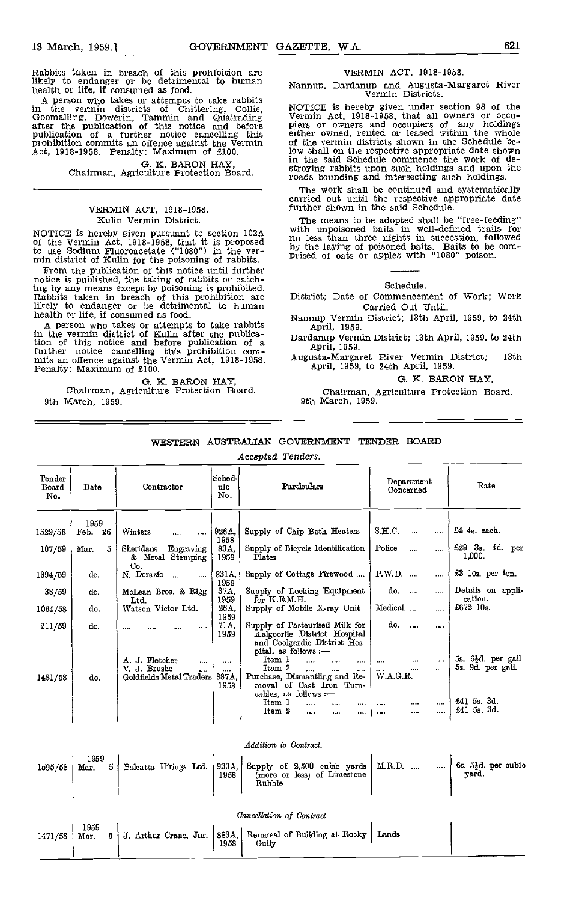Rabbits taken in breach of this prohibition are likely to endanger or be detrimental to human health or life, if consumed as food.

A person who takes or attempts to take rabbits in the vermin districts of Chittering, Collie, Goomalling, Dowerin, Tammin and Quairading after the publication of this notice and before publication of a further notice cancelling this prohibition commits an offence against the Vermin Act, 1918-1958. Penalty: Maximum of £100.

G. K. BARON HAY,
Chairman, Agriculture Protection Board.

---

## VERMIN ACT, 1918-1958.

### Kulin Vermin District.

NOTICE is hereby given pursuant to section 102A of the Vermin Act, 1918-1958, that it is proposed to use Sodium Fluoroacetate ("1080") in the vermin district of Kulin for the poisoning of rabbits.

From the publication of this notice until further notice is published, the taking of rabbits or catching by any means except by poisoning is prohibited. Rabbits taken in breach of this prohibition are likely to endanger or be detrimental to human health or life, if consumed as food.

A person who takes or attempts to take rabbits in the vermin district of Kulin after the publication of this notice and before publication of a further notice cancelling this prohibition commits an offence against the Vermin Act, 1918-1958. Penalty: Maximum of £100.

G. K. BARON HAY,
Chairman, Agriculture Protection Board.

9th March, 1959.

## VERMIN ACT, 1918-1958.

### Nannup, Dardanup and Augusta-Margaret River Vermin Districts.

NOTICE is hereby given under section 98 of the Vermin Act, 1918-1958, that all owners or occupiers or owners and occupiers of any holdings either owned, rented or leased within the whole of the vermin districts shown in the Schedule below shall on the respective appropriate date shown in the said Schedule commence the work of destroying rabbits upon such holdings and upon the roads bounding and intersecting such holdings.

The work shall be continued and systematically carried out until the respective appropriate date further shown in the said Schedule.

The means to be adopted shall be "free-feeding" with unpoisoned baits in well-defined trails for no less than three nights in succession, followed by the laying of poisoned baits. Baits to be comprised of oats or apples with "1080" poison.

---

Schedule.

District; Date of Commencement of Work; Work Carried Out Until.

Nannup Vermin District; 13th April, 1959, to 24th April, 1959.

Dardanup Vermin District; 13th April, 1959, to 24th April, 1959.

Augusta-Margaret River Vermin District; 13th April, 1959, to 24th April, 1959.

G. K. BARON HAY,
Chairman, Agriculture Protection Board.

9th March, 1959.

---

## WESTERN AUSTRALIAN GOVERNMENT TENDER BOARD

*Accepted Tenders.*

| Tender Board No. | Date | Contractor | Schedule No. | Particulars | Department Concerned | Rate |
|---|---|---|---|---|---|---|
| | 1959 | | | | | |
| 1529/58 | Feb. 26 | Winters | 926A, 1958 | Supply of Chip Bath Heaters | S.H.C. | £4 4s. each. |
| 107/59 | Mar. 5 | Sheridans Engraving & Metal Stamping Co. | 83A, 1959 | Supply of Bicycle Identification Plates | Police | £29 3s. 4d. per 1,000. |
| 1394/59 | do. | N. Dorazio | 831A, 1958 | Supply of Cottage Firewood | P.W.D. | £3 10s. per ton. |
| 38/59 | do. | McLean Bros. & Rigg Ltd. | 37A, 1959 | Supply of Locking Equipment for K.E.M.H. | do. | Details on application. |
| 1064/58 | do. | Watson Victor Ltd. | 26A, 1959 | Supply of Mobile X-ray Unit | Medical | £672 10s. |
| 211/59 | do. | | 71A, 1959 | Supply of Pasteurised Milk for Kalgoorlie District Hospital and Coolgardie District Hospital, as follows :— | do. | |
| | | A. J. Fletcher | | Item 1 | | 5s. 6½d. per gall |
| | | V. J. Brushe | | Item 2 | | 5s. 9d. per gall. |
| 1481/58 | do. | Goldfields Metal Traders | 887A, 1958 | Purchase, Dismantling and Removal of Cast Iron Turntables, as follows :— | W.A.G.R. | |
| | | | | Item 1 | | £41 5s. 3d. |
| | | | | Item 2 | | £41 5s. 3d. |

*Addition to Contract.*

| Tender Board No. | Date | Contractor | Schedule No. | Particulars | Department Concerned | Rate |
|---|---|---|---|---|---|---|
| | 1959 | | | | | |
| 1595/58 | Mar. 5 | Balcatta Hirings Ltd. | 933A, 1958 | Supply of 2,500 cubic yards (more or less) of Limestone Rubble | M.R.D. | 6s. 5½d. per cubic yard. |

*Cancellation of Contract*

| Tender Board No. | Date | Contractor | Schedule No. | Particulars | Department Concerned | Rate |
|---|---|---|---|---|---|---|
| | 1959 | | | | | |
| 1471/58 | Mar. 5 | J. Arthur Crane, Jnr. | 883A, 1958 | Removal of Building at Rocky Gully | Lands | |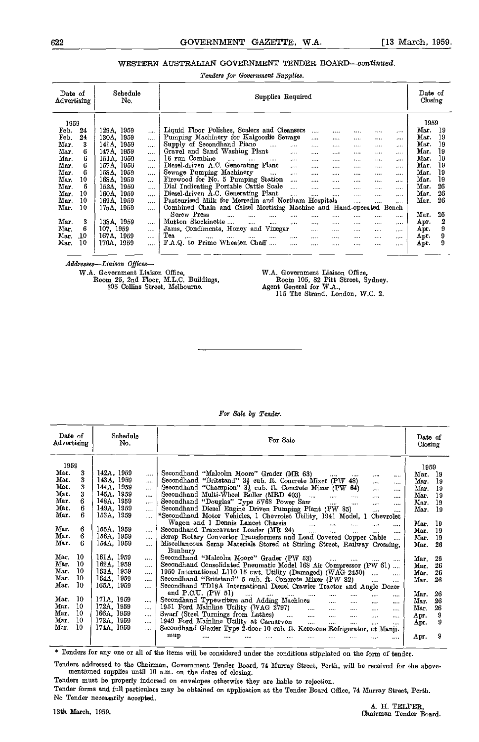## WESTERN AUSTRALIAN GOVERNMENT TENDER BOARD—*continued.*

*Tenders for Government Supplies.*

| Date of Advertising | Schedule No. | Supplies Required | Date of Closing |
|---|---|---|---|
| 1959 | | | 1959 |
| Feb. 24 | 129A, 1959 | Liquid Floor Polishes, Scalers and Cleansers | Mar. 19 |
| Feb. 24 | 130A, 1959 | Pumping Machinery for Kalgoorlie Sewage | Mar. 19 |
| Mar. 3 | 141A, 1959 | Supply of Secondhand Piano | Mar. 19 |
| Mar. 6 | 147A, 1959 | Gravel and Sand Washing Plant | Mar. 19 |
| Mar. 6 | 151A, 1959 | 16 run Combine | Mar. 19 |
| Mar. 6 | 157A, 1959 | Diesel-driven A.C. Generating Plant | Mar. 19 |
| Mar. 6 | 158A, 1959 | Sewage Pumping Machinery | Mar. 19 |
| Mar. 10 | 168A, 1959 | Firewood for No. 5 Pumping Station | Mar. 19 |
| Mar. 6 | 152A, 1959 | Dial Indicating Portable Cattle Scale | Mar. 26 |
| Mar. 10 | 160A, 1959 | Diesel-driven A.C. Generating Plant | Mar. 26 |
| Mar. 10 | 169A, 1959 | Pasteurised Milk for Merredin and Northam Hospitals | Mar. 26 |
| Mar. 10 | 175A, 1959 | Combined Chain and Chisel Mortising Machine and Hand-operated Bench Screw Press | Mar. 26 |
| Mar. 3 | 138A, 1959 | Mutton Stockinette | Apr. 2 |
| Mar. 6 | 107, 1959 | Jams, Condiments, Honey and Vinegar | Apr. 9 |
| Mar. 10 | 167A, 1959 | Tea | Apr. 9 |
| Mar. 10 | 170A, 1959 | F.A.Q. to Prime Wheaten Chaff | Apr. 9 |

*Addresses—Liaison Offices—*

W.A. Government Liaison Office,
Room 25, 2nd Floor, M.L.C. Buildings,
305 Collins Street, Melbourne.

W.A. Government Liaison Office,
Room 105, 82 Pitt Street, Sydney.
Agent General for W.A.,
115 The Strand, London, W.C. 2.

---

*For Sale by Tender.*

| Date of Advertising | Schedule No. | For Sale | Date of Closing |
|---|---|---|---|
| 1959 | | | 1959 |
| Mar. 3 | 142A, 1959 | Secondhand "Malcolm Moore" Grader (MR 63) | Mar. 19 |
| Mar. 3 | 143A, 1959 | Secondhand "Britstand" $3\frac{1}{2}$ cub. ft. Concrete Mixer (PW 48) | Mar. 19 |
| Mar. 3 | 144A, 1959 | Secondhand "Champion" $3\frac{1}{2}$ cub. ft. Concrete Mixer (PW 64) | Mar. 19 |
| Mar. 3 | 145A, 1959 | Secondhand Multi-Wheel Roller (MRD 403) | Mar. 19 |
| Mar. 6 | 148A, 1959 | Secondhand "Douglas" Type 5V63 Power Saw | Mar. 19 |
| Mar. 6 | 149A, 1959 | Secondhand Diesel Engine Driven Pumping Plant (PW 85) | Mar. 19 |
| Mar. 6 | 153A, 1959 | *Secondhand Motor Vehicles, 1 Chevrolet Utility, 1941 Model, 1 Chevrolet Wagon and 1 Dennis Lancet Chassis | Mar. 19 |
| Mar. 6 | 155A, 1959 | Secondhand Traxcavator Loader (MR 24) | Mar. 19 |
| Mar. 6 | 156A, 1959 | Scrap Rotary Convertor Transformers and Lead Covered Copper Cable | Mar. 19 |
| Mar. 6 | 154A, 1959 | Miscellaneous Scrap Materials Stored at Stirling Street, Railway Crossing, Bunbury | Mar. 26 |
| Mar. 10 | 161A, 1959 | Secondhand "Malcolm Moore" Grader (PW 53) | Mar. 26 |
| Mar. 10 | 162A, 1959 | Secondhand Consolidated Pneumatic Model 168 Air Compressor (PW 61) | Mar. 26 |
| Mar. 10 | 163A, 1959 | 1950 International L110 15 cwt. Utility (Damaged) (WAG 2450) | Mar. 26 |
| Mar. 10 | 164A, 1959 | Secondhand "Britstand" 5 cub. ft. Concrete Mixer (PW 82) | Mar. 26 |
| Mar. 10 | 165A, 1959 | Secondhand TD18A International Diesel Crawler Tractor and Angle Dozer and P.C.U. (PW 51) | Mar. 26 |
| Mar. 10 | 171A, 1959 | Secondhand Typewriters and Adding Machines | Mar. 26 |
| Mar. 10 | 172A, 1959 | 1951 Ford Mainline Utility (WAG 2797) | Mar. 26 |
| Mar. 10 | 166A, 1959 | Swarf (Steel Turnings from Lathes) | Apr. 9 |
| Mar. 10 | 173A, 1959 | 1949 Ford Mainline Utility at Carnarvon | Apr. 9 |
| Mar. 10 | 174A, 1959 | Secondhand Glacier Type 2-door 10 cub. ft. Kerosene Refrigerator, at Manjimup | Apr. 9 |

\* Tenders for any one or all of the items will be considered under the conditions stipulated on the form of tender.

Tenders addressed to the Chairman, Government Tender Board, 74 Murray Street, Perth, will be received for the abovementioned supplies until 10 a.m. on the dates of closing.

Tenders must be properly indorsed on envelopes otherwise they are liable to rejection.

Tender forms and full particulars may be obtained on application at the Tender Board Office, 74 Murray Street, Perth.

No Tender necessarily accepted.

13th March, 1959.

A. H. TELFER,
Chairman Tender Board.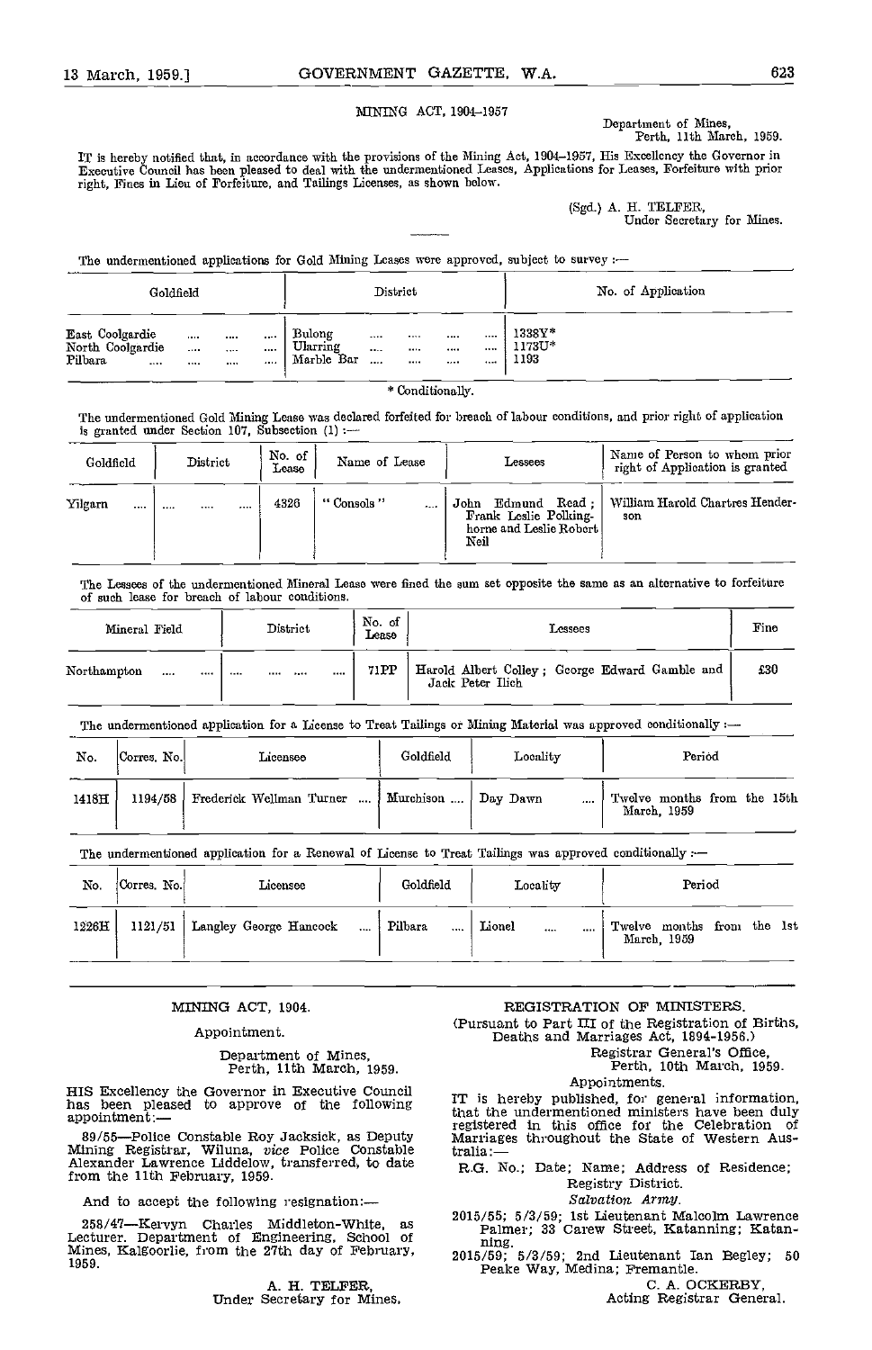## MINING ACT, 1904–1957

Department of Mines,
Perth, 11th March, 1959.

IT is hereby notified that, in accordance with the provisions of the Mining Act, 1904–1957, His Excellency the Governor in Executive Council has been pleased to deal with the undermentioned Leases, Applications for Leases, Forfeiture with prior right, Fines in Lieu of Forfeiture, and Tailings Licenses, as shown below.

(Sgd.) A. H. TELFER,
Under Secretary for Mines.

The undermentioned applications for Gold Mining Leases were approved, subject to survey :—

| Goldfield | District | No. of Application |
|---|---|---|
| East Coolgardie | Bulong | 1338Y* |
| North Coolgardie | Ularring | 1173U* |
| Pilbara | Marble Bar | 1193 |

\* Conditionally.

The undermentioned Gold Mining Lease was declared forfeited for breach of labour conditions, and prior right of application is granted under Section 107, Subsection (1) :—

| Goldfield | District | No. of Lease | Name of Lease | Lessees | Name of Person to whom prior right of Application is granted |
|---|---|---|---|---|---|
| Yilgarn | .... | 4326 | "Consols" | John Edmund Read; Frank Leslie Polkinghorne and Leslie Robert Neil | William Harold Chartres Henderson |

The Lessees of the undermentioned Mineral Lease were fined the sum set opposite the same as an alternative to forfeiture of such lease for breach of labour conditions.

| Mineral Field | District | No. of Lease | Lessees | Fine |
|---|---|---|---|---|
| Northampton | .... | 71PP | Harold Albert Colley; George Edward Gamble and Jack Peter Ilich | £30 |

The undermentioned application for a License to Treat Tailings or Mining Material was approved conditionally :—

| No. | Corres. No. | Licensee | Goldfield | Locality | Period |
|---|---|---|---|---|---|
| 1418H | 1194/58 | Frederick Wellman Turner | Murchison | Day Dawn | Twelve months from the 15th March, 1959 |

The undermentioned application for a Renewal of License to Treat Tailings was approved conditionally :—

| No. | Corres. No. | Licensee | Goldfield | Locality | Period |
|---|---|---|---|---|---|
| 1226H | 1121/51 | Langley George Hancock | Pilbara | Lionel | Twelve months from the 1st March, 1959 |

## MINING ACT, 1904.

Appointment.

Department of Mines,
Perth, 11th March, 1959.

HIS Excellency the Governor in Executive Council has been pleased to approve of the following appointment:—

89/55—Police Constable Roy Jacksick, as Deputy Mining Registrar, Wiluna, *vice* Police Constable Alexander Lawrence Liddelow, transferred, to date from the 11th February, 1959.

And to accept the following resignation:—

258/47—Kervyn Charles Middleton-White, as Lecturer, Department of Engineering, School of Mines, Kalgoorlie, from the 27th day of February, 1959.

A. H. TELFER,
Under Secretary for Mines.

## REGISTRATION OF MINISTERS.

(Pursuant to Part III of the Registration of Births, Deaths and Marriages Act, 1894-1956.)

Registrar General's Office,
Perth, 10th March, 1959.

Appointments.

IT is hereby published, for general information, that the undermentioned ministers have been duly registered in this office for the Celebration of Marriages throughout the State of Western Australia:—

R.G. No.; Date; Name; Address of Residence; Registry District.

*Salvation Army.*

2015/55; 5/3/59; 1st Lieutenant Malcolm Lawrence Palmer; 33 Carew Street, Katanning; Katanning.

2015/59; 5/3/59; 2nd Lieutenant Ian Begley; 50 Peake Way, Medina; Fremantle.

C. A. OCKERBY,
Acting Registrar General.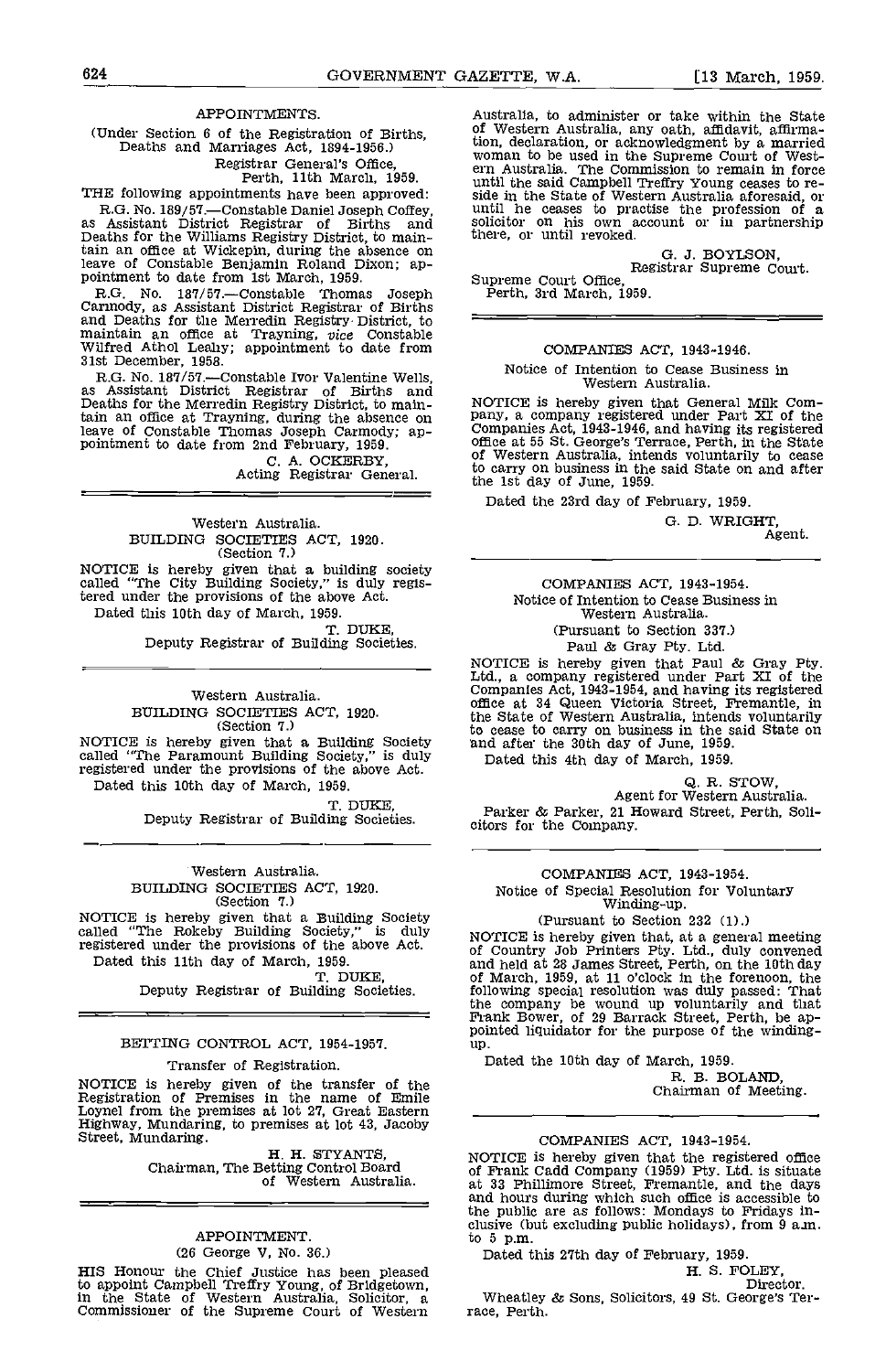## APPOINTMENTS.

(Under Section 6 of the Registration of Births, Deaths and Marriages Act, 1894-1956.)

Registrar General's Office,
Perth, 11th March, 1959.

THE following appointments have been approved:

R.G. No. 189/57.—Constable Daniel Joseph Coffey, as Assistant District Registrar of Births and Deaths for the Williams Registry District, to maintain an office at Wickepin, during the absence on leave of Constable Benjamin Roland Dixon; appointment to date from 1st March, 1959.

R.G. No. 187/57.—Constable Thomas Joseph Carmody, as Assistant District Registrar of Births and Deaths for the Merredin Registry District, to maintain an office at Trayning, *vice* Constable Wilfred Athol Leahy; appointment to date from 31st December, 1958.

R.G. No. 187/57.—Constable Ivor Valentine Wells, as Assistant District Registrar of Births and Deaths for the Merredin Registry District, to maintain an office at Trayning, during the absence on leave of Constable Thomas Joseph Carmody; appointment to date from 2nd February, 1959.

C. A. OCKERBY,
Acting Registrar General.

---

Western Australia.

## BUILDING SOCIETIES ACT, 1920.
(Section 7.)

NOTICE is hereby given that a building society called "The City Building Society," is duly registered under the provisions of the above Act.

Dated this 10th day of March, 1959.

T. DUKE,
Deputy Registrar of Building Societies.

---

Western Australia.

## BUILDING SOCIETIES ACT, 1920.
(Section 7.)

NOTICE is hereby given that a Building Society called "The Paramount Building Society," is duly registered under the provisions of the above Act.

Dated this 10th day of March, 1959.

T. DUKE,
Deputy Registrar of Building Societies.

---

Western Australia.

## BUILDING SOCIETIES ACT, 1920.
(Section 7.)

NOTICE is hereby given that a Building Society called "The Rokeby Building Society," is duly registered under the provisions of the above Act.

Dated this 11th day of March, 1959.

T. DUKE,
Deputy Registrar of Building Societies.

---

## BETTING CONTROL ACT, 1954-1957.

Transfer of Registration.

NOTICE is hereby given of the transfer of the Registration of Premises in the name of Emile Loynel from the premises at lot 27, Great Eastern Highway, Mundaring, to premises at lot 43, Jacoby Street, Mundaring.

H. H. STYANTS,
Chairman, The Betting Control Board of Western Australia.

---

## APPOINTMENT.
(26 George V, No. 36.)

HIS Honour the Chief Justice has been pleased to appoint Campbell Treffry Young, of Bridgetown, in the State of Western Australia, Solicitor, a Commissioner of the Supreme Court of Western Australia, to administer or take within the State of Western Australia, any oath, affidavit, affirmation, declaration, or acknowledgment by a married woman to be used in the Supreme Court of Western Australia. The Commission to remain in force until the said Campbell Treffry Young ceases to reside in the State of Western Australia aforesaid, or until he ceases to practise the profession of a solicitor on his own account or in partnership there, or until revoked.

G. J. BOYLSON,
Registrar Supreme Court.

Supreme Court Office,
Perth, 3rd March, 1959.

---

## COMPANIES ACT, 1943-1946.

Notice of Intention to Cease Business in Western Australia.

NOTICE is hereby given that General Milk Company, a company registered under Part XI of the Companies Act, 1943-1946, and having its registered office at 55 St. George's Terrace, Perth, in the State of Western Australia, intends voluntarily to cease to carry on business in the said State on and after the 1st day of June, 1959.

Dated the 23rd day of February, 1959.

G. D. WRIGHT,
Agent.

---

## COMPANIES ACT, 1943-1954.

Notice of Intention to Cease Business in Western Australia.

(Pursuant to Section 337.)

Paul & Gray Pty. Ltd.

NOTICE is hereby given that Paul & Gray Pty. Ltd., a company registered under Part XI of the Companies Act, 1943-1954, and having its registered office at 34 Queen Victoria Street, Fremantle, in the State of Western Australia, intends voluntarily to cease to carry on business in the said State on and after the 30th day of June, 1959.

Dated this 4th day of March, 1959.

Q. R. STOW,
Agent for Western Australia.

Parker & Parker, 21 Howard Street, Perth, Solicitors for the Company.

---

## COMPANIES ACT, 1943-1954.

Notice of Special Resolution for Voluntary Winding-up.

(Pursuant to Section 232 (1).)

NOTICE is hereby given that, at a general meeting of Country Job Printers Pty. Ltd., duly convened and held at 28 James Street, Perth, on the 10th day of March, 1959, at 11 o'clock in the forenoon, the following special resolution was duly passed: That the company be wound up voluntarily and that Frank Bower, of 29 Barrack Street, Perth, be appointed liquidator for the purpose of the winding-up.

Dated the 10th day of March, 1959.

R. B. BOLAND,
Chairman of Meeting.

---

## COMPANIES ACT, 1943-1954.

NOTICE is hereby given that the registered office of Frank Cadd Company (1959) Pty. Ltd. is situate at 33 Phillimore Street, Fremantle, and the days and hours during which such office is accessible to the public are as follows: Mondays to Fridays inclusive (but excluding public holidays), from 9 a.m. to 5 p.m.

Dated this 27th day of February, 1959.

H. S. FOLEY,
Director.

Wheatley & Sons, Solicitors, 49 St. George's Terrace, Perth.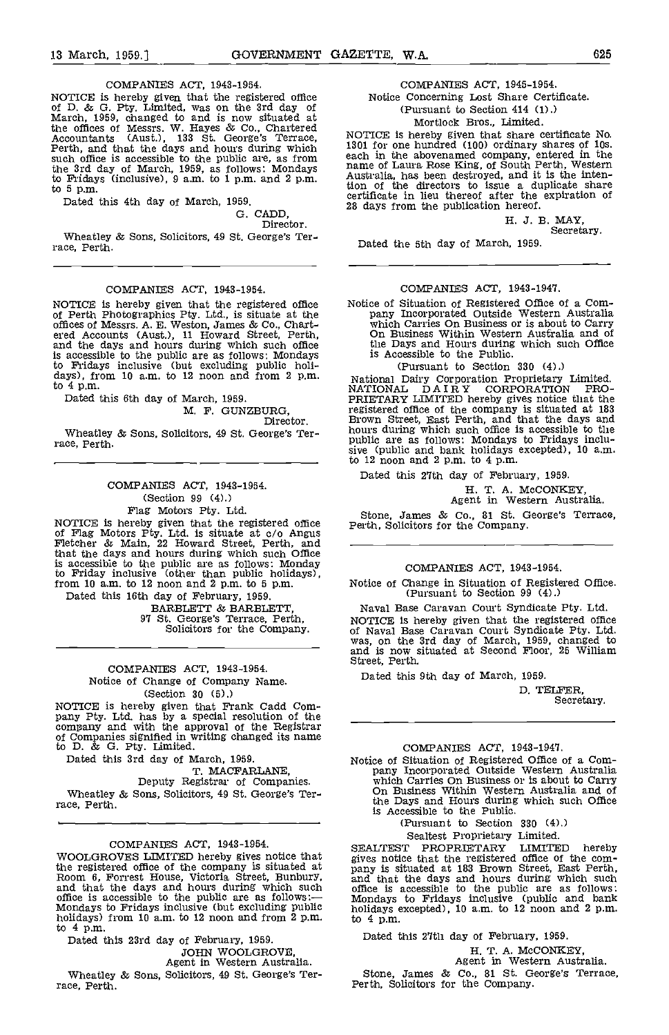COMPANIES ACT, 1943-1954.

NOTICE is hereby given that the registered office of D. & G. Pty. Limited, was on the 3rd day of March, 1959, changed to and is now situated at the offices of Messrs. W. Hayes & Co., Chartered Accountants (Aust.), 133 St. George's Terrace, Perth, and that the days and hours during which such office is accessible to the public are, as from the 3rd day of March, 1959, as follows: Mondays to Fridays (inclusive), 9 a.m. to 1 p.m. and 2 p.m. to 5 p.m.

Dated this 4th day of March, 1959.

G. CADD,
Director.

Wheatley & Sons, Solicitors, 49 St. George's Terrace, Perth.

---

COMPANIES ACT, 1943-1954.

NOTICE is hereby given that the registered office of Perth Photographics Pty. Ltd., is situate at the offices of Messrs. A. E. Weston, James & Co., Chartered Accounts (Aust.), 11 Howard Street, Perth, and the days and hours during which such office is accessible to the public are as follows: Mondays to Fridays inclusive (but excluding public holidays), from 10 a.m. to 12 noon and from 2 p.m. to 4 p.m.

Dated this 6th day of March, 1959.

M. F. GUNZBURG,
Director.

Wheatley & Sons, Solicitors, 49 St. George's Terrace, Perth.

---

COMPANIES ACT, 1943-1954.
(Section 99 (4).)
Flag Motors Pty. Ltd.

NOTICE is hereby given that the registered office of Flag Motors Pty. Ltd. is situate at c/o Angus Fletcher & Main, 22 Howard Street, Perth, and that the days and hours during which such Office is accessible to the public are as follows: Monday to Friday inclusive (other than public holidays), from 10 a.m. to 12 noon and 2 p.m. to 5 p.m.

Dated this 16th day of February, 1959.

BARBLETT & BARBLETT,
97 St. George's Terrace, Perth,
Solicitors for the Company.

---

COMPANIES ACT, 1943-1954.
Notice of Change of Company Name.
(Section 30 (5).)

NOTICE is hereby given that Frank Cadd Company Pty. Ltd. has by a special resolution of the company and with the approval of the Registrar of Companies signified in writing changed its name to D. & G. Pty. Limited.

Dated this 3rd day of March, 1959.

T. MACFARLANE,
Deputy Registrar of Companies.

Wheatley & Sons, Solicitors, 49 St. George's Terrace, Perth.

---

COMPANIES ACT, 1943-1954.

WOOLGROVES LIMITED hereby gives notice that the registered office of the company is situated at Room 6, Forrest House, Victoria Street, Bunbury, and that the days and hours during which such office is accessible to the public are as follows:—Mondays to Fridays inclusive (but excluding public holidays) from 10 a.m. to 12 noon and from 2 p.m. to 4 p.m.

Dated this 23rd day of February, 1959.

JOHN WOOLGROVE,
Agent in Western Australia.

Wheatley & Sons, Solicitors, 49 St. George's Terrace, Perth.

---

COMPANIES ACT, 1945-1954.
Notice Concerning Lost Share Certificate.
(Pursuant to Section 414 (1).)
Mortlock Bros., Limited.

NOTICE is hereby given that share certificate No. 1301 for one hundred (100) ordinary shares of 10s. each in the abovenamed company, entered in the name of Laura Rose King, of South Perth, Western Australia, has been destroyed, and it is the intention of the directors to issue a duplicate share certificate in lieu thereof after the expiration of 28 days from the publication hereof.

H. J. B. MAY,
Secretary.

Dated the 5th day of March, 1959.

---

COMPANIES ACT, 1943-1947.

Notice of Situation of Registered Office of a Company Incorporated Outside Western Australia which Carries On Business or is about to Carry On Business Within Western Australia and of the Days and Hours during which such Office is Accessible to the Public.

(Pursuant to Section 330 (4).)

National Dairy Corporation Proprietary Limited.

NATIONAL DAIRY CORPORATION PROPRIETARY LIMITED hereby gives notice that the registered office of the company is situated at 183 Brown Street, East Perth, and that the days and hours during which such office is accessible to the public are as follows: Mondays to Fridays inclusive (public and bank holidays excepted), 10 a.m. to 12 noon and 2 p.m. to 4 p.m.

Dated this 27th day of February, 1959.

H. T. A. McCONKEY,
Agent in Western Australia.

Stone, James & Co., 81 St. George's Terrace, Perth, Solicitors for the Company.

---

COMPANIES ACT, 1943-1954.
Notice of Change in Situation of Registered Office.
(Pursuant to Section 99 (4).)

Naval Base Caravan Court Syndicate Pty. Ltd.

NOTICE is hereby given that the registered office of Naval Base Caravan Court Syndicate Pty. Ltd. was, on the 3rd day of March, 1959, changed to and is now situated at Second Floor, 25 William Street, Perth.

Dated this 9th day of March, 1959.

D. TELFER,
Secretary.

---

COMPANIES ACT, 1943-1947.

Notice of Situation of Registered Office of a Company Incorporated Outside Western Australia which Carries On Business or is about to Carry On Business Within Western Australia and of the Days and Hours during which such Office is Accessible to the Public.

(Pursuant to Section 330 (4).)

Sealtest Proprietary Limited.

SEALTEST PROPRIETARY LIMITED hereby gives notice that the registered office of the company is situated at 183 Brown Street, East Perth, and that the days and hours during which such office is accessible to the public are as follows: Mondays to Fridays inclusive (public and bank holidays excepted), 10 a.m. to 12 noon and 2 p.m. to 4 p.m.

Dated this 27th day of February, 1959.

H. T. A. McCONKEY,
Agent in Western Australia.

Stone, James & Co., 81 St. George's Terrace, Perth, Solicitors for the Company.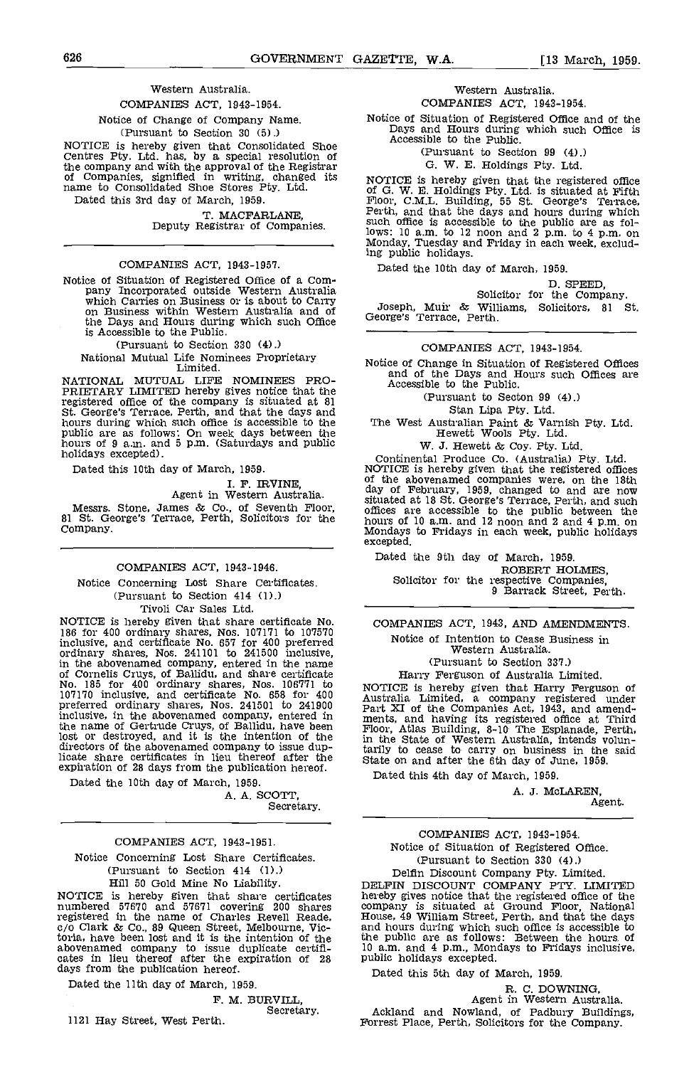Western Australia.

COMPANIES ACT, 1943-1954.

Notice of Change of Company Name.

(Pursuant to Section 30 (5).)

NOTICE is hereby given that Consolidated Shoe Centres Pty. Ltd. has, by a special resolution of the company and with the approval of the Registrar of Companies, signified in writing, changed its name to Consolidated Shoe Stores Pty. Ltd.

Dated this 3rd day of March, 1959.

T. MACFARLANE,
Deputy Registrar of Companies.

---

COMPANIES ACT, 1943-1957.

Notice of Situation of Registered Office of a Company Incorporated outside Western Australia which Carries on Business or is about to Carry on Business within Western Australia and of the Days and Hours during which such Office is Accessible to the Public.

(Pursuant to Section 330 (4).)

National Mutual Life Nominees Proprietary Limited.

NATIONAL MUTUAL LIFE NOMINEES PROPRIETARY LIMITED hereby gives notice that the registered office of the company is situated at 81 St. George's Terrace, Perth, and that the days and hours during which such office is accessible to the public are as follows: On week days between the hours of 9 a.m. and 5 p.m. (Saturdays and public holidays excepted).

Dated this 10th day of March, 1959.

I. F. IRVINE,
Agent in Western Australia.

Messrs. Stone, James & Co., of Seventh Floor, 81 St. George's Terrace, Perth, Solicitors for the Company.

---

COMPANIES ACT, 1943-1946.

Notice Concerning Lost Share Certificates.

(Pursuant to Section 414 (1).)

Tivoli Car Sales Ltd.

NOTICE is hereby given that share certificate No. 186 for 400 ordinary shares, Nos. 107171 to 107570 inclusive, and certificate No. 657 for 400 preferred ordinary shares, Nos. 241101 to 241500 inclusive, in the abovenamed company, entered in the name of Cornelis Cruys, of Ballidu, and share certificate No. 185 for 400 ordinary shares, Nos. 106771 to 107170 inclusive, and certificate No. 658 for 400 preferred ordinary shares, Nos. 241501 to 241900 inclusive, in the abovenamed company, entered in the name of Gertrude Cruys, of Ballidu, have been lost or destroyed, and it is the intention of the directors of the abovenamed company to issue duplicate share certificates in lieu thereof after the expiration of 28 days from the publication hereof.

Dated the 10th day of March, 1959.

A. A. SCOTT,
Secretary.

---

COMPANIES ACT, 1943-1951.

Notice Concerning Lost Share Certificates.

(Pursuant to Section 414 (1).)

Hill 50 Gold Mine No Liability.

NOTICE is hereby given that share certificates numbered 57670 and 57671 covering 200 shares registered in the name of Charles Revell Reade, c/o Clark & Co., 89 Queen Street, Melbourne, Victoria, have been lost and it is the intention of the abovenamed company to issue duplicate certificates in lieu thereof after the expiration of 28 days from the publication hereof.

Dated the 11th day of March, 1959.

F. M. BURVILL,
Secretary.

1121 Hay Street, West Perth.

---

Western Australia.

COMPANIES ACT, 1943-1954.

Notice of Situation of Registered Office and of the Days and Hours during which such Office is Accessible to the Public.

(Pursuant to Section 99 (4).)

G. W. E. Holdings Pty. Ltd.

NOTICE is hereby given that the registered office of G. W. E. Holdings Pty. Ltd. is situated at Fifth Floor, C.M.L. Building, 55 St. George's Terrace, Perth, and that the days and hours during which such office is accessible to the public are as follows: 10 a.m. to 12 noon and 2 p.m. to 4 p.m. on Monday, Tuesday and Friday in each week, excluding public holidays.

Dated the 10th day of March, 1959.

D. SPEED,
Solicitor for the Company.

Joseph, Muir & Williams, Solicitors, 81 St. George's Terrace, Perth.

---

COMPANIES ACT, 1943-1954.

Notice of Change in Situation of Registered Offices and of the Days and Hours such Offices are Accessible to the Public.

(Pursuant to Secton 99 (4).)

Stan Lipa Pty. Ltd.

The West Australian Paint & Varnish Pty. Ltd.

Hewett Wools Pty. Ltd.

W. J. Hewett & Coy. Pty. Ltd.

Continental Produce Co. (Australia) Pty. Ltd.

NOTICE is hereby given that the registered offices of the abovenamed companies were, on the 18th day of February, 1959, changed to and are now situated at 18 St. George's Terrace, Perth, and such offices are accessible to the public between the hours of 10 a.m. and 12 noon and 2 and 4 p.m. on Mondays to Fridays in each week, public holidays excepted.

Dated the 9th day of March, 1959.

ROBERT HOLMES,
Solicitor for the respective Companies,
9 Barrack Street, Perth.

---

COMPANIES ACT, 1943, AND AMENDMENTS.

Notice of Intention to Cease Business in Western Australia.

(Pursuant to Section 337.)

Harry Ferguson of Australia Limited.

NOTICE is hereby given that Harry Ferguson of Australia Limited, a company registered under Part XI of the Companies Act, 1943, and amendments, and having its registered office at Third Floor, Atlas Building, 8-10 The Esplanade, Perth, in the State of Western Australia, intends voluntarily to cease to carry on business in the said State on and after the 6th day of June, 1959.

Dated this 4th day of March, 1959.

A. J. McLAREN,
Agent.

---

COMPANIES ACT, 1943-1954.

Notice of Situation of Registered Office.

(Pursuant to Section 330 (4).)

Delfin Discount Company Pty. Limited.

DELFIN DISCOUNT COMPANY PTY. LIMITED hereby gives notice that the registered office of the company is situated at Ground Floor, National House, 49 William Street, Perth, and that the days and hours during which such office is accessible to the public are as follows: Between the hours of 10 a.m. and 4 p.m., Mondays to Fridays inclusive, public holidays excepted.

Dated this 5th day of March, 1959.

R. C. DOWNING,
Agent in Western Australia.

Ackland and Nowland, of Padbury Buildings, Forrest Place, Perth, Solicitors for the Company.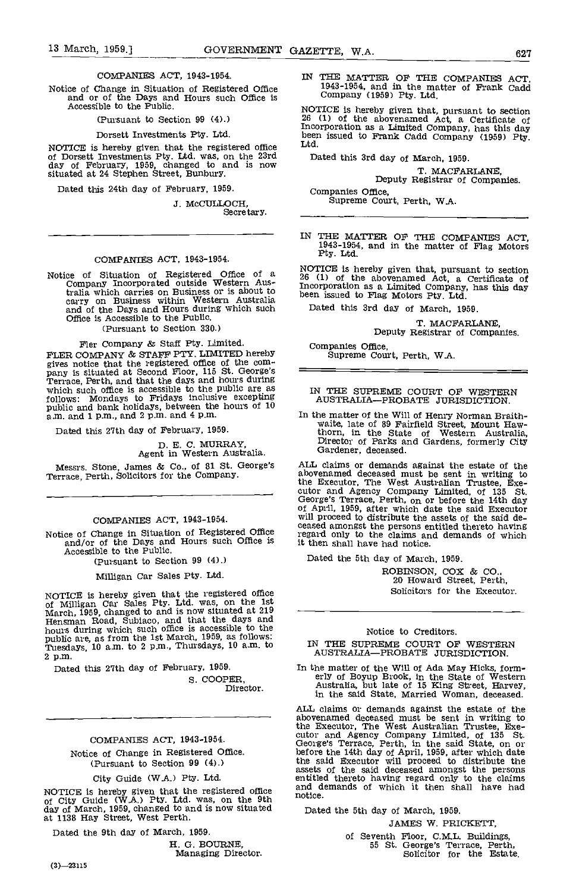COMPANIES ACT, 1943-1954.

Notice of Change in Situation of Registered Office and or of the Days and Hours such Office is Accessible to the Public.

(Pursuant to Section 99 (4).)

Dorsett Investments Pty. Ltd.

NOTICE is hereby given that the registered office of Dorsett Investments Pty. Ltd. was, on the 23rd day of February, 1959, changed to and is now situated at 24 Stephen Street, Bunbury.

Dated this 24th day of February, 1959.

J. McCULLOCH,
Secretary.

---

COMPANIES ACT, 1943-1954.

Notice of Situation of Registered Office of a Company Incorporated outside Western Australia which carries on Business or is about to carry on Business within Western Australia and of the Days and Hours during which such Office is Accessible to the Public.

(Pursuant to Section 330.)

Fler Company & Staff Pty. Limited.

FLER COMPANY & STAFF PTY. LIMITED hereby gives notice that the registered office of the company is situated at Second Floor, 115 St. George's Terrace, Perth, and that the days and hours during which such office is accessible to the public are as follows: Mondays to Fridays inclusive excepting public and bank holidays, between the hours of 10 a.m. and 1 p.m., and 2 p.m. and 4 p.m.

Dated this 27th day of February, 1959.

D. E. C. MURRAY,
Agent in Western Australia.

Messrs. Stone, James & Co., of 81 St. George's Terrace, Perth, Solicitors for the Company.

---

COMPANIES ACT, 1943-1954.

Notice of Change in Situation of Registered Office and/or of the Days and Hours such Office is Accessible to the Public.

(Pursuant to Section 99 (4).)

Milligan Car Sales Pty. Ltd.

NOTICE is hereby given that the registered office of Milligan Car Sales Pty. Ltd. was, on the 1st March, 1959, changed to and is now situated at 219 Hensman Road, Subiaco, and that the days and hours during which such office is accessible to the public are, as from the 1st March, 1959, as follows: Tuesdays, 10 a.m. to 2 p.m., Thursdays, 10 a.m. to 2 p.m.

Dated this 27th day of February, 1959.

S. COOPER,
Director.

---

COMPANIES ACT, 1943-1954.

Notice of Change in Registered Office.

(Pursuant to Section 99 (4).)

City Guide (W.A.) Pty. Ltd.

NOTICE is hereby given that the registered office of City Guide (W.A.) Pty. Ltd. was, on the 9th day of March, 1959, changed to and is now situated at 1138 Hay Street, West Perth.

Dated the 9th day of March, 1959.

H. G. BOURNE,
Managing Director.

(3)—23115

---

IN THE MATTER OF THE COMPANIES ACT, 1943-1954, and in the matter of Frank Cadd Company (1959) Pty. Ltd.

NOTICE is hereby given that, pursuant to section 26 (1) of the abovenamed Act, a Certificate of Incorporation as a Limited Company, has this day been issued to Frank Cadd Company (1959) Pty. Ltd.

Dated this 3rd day of March, 1959.

T. MACFARLANE,
Deputy Registrar of Companies.

Companies Office,
Supreme Court, Perth, W.A.

---

IN THE MATTER OF THE COMPANIES ACT, 1943-1954, and in the matter of Flag Motors Pty. Ltd.

NOTICE is hereby given that, pursuant to section 26 (1) of the abovenamed Act, a Certificate of Incorporation as a Limited Company, has this day been issued to Flag Motors Pty. Ltd.

Dated this 3rd day of March, 1959.

T. MACFARLANE,
Deputy Registrar of Companies.

Companies Office,
Supreme Court, Perth, W.A.

---

IN THE SUPREME COURT OF WESTERN AUSTRALIA—PROBATE JURISDICTION.

In the matter of the Will of Henry Norman Braithwaite, late of 89 Fairfield Street, Mount Hawthorn, in the State of Western Australia, Director of Parks and Gardens, formerly City Gardener, deceased.

ALL claims or demands against the estate of the abovenamed deceased must be sent in writing to the Executor, The West Australian Trustee, Executor and Agency Company Limited, of 135 St. George's Terrace, Perth, on or before the 14th day of April, 1959, after which date the said Executor will proceed to distribute the assets of the said deceased amongst the persons entitled thereto having regard only to the claims and demands of which it then shall have had notice.

Dated the 5th day of March, 1959.

ROBINSON, COX & CO.,
20 Howard Street, Perth,
Solicitors for the Executor.

---

Notice to Creditors.

IN THE SUPREME COURT OF WESTERN AUSTRALIA—PROBATE JURISDICTION.

In the matter of the Will of Ada May Hicks, formerly of Boyup Brook, in the State of Western Australia, but late of 15 King Street, Harvey, in the said State, Married Woman, deceased.

ALL claims or demands against the estate of the abovenamed deceased must be sent in writing to the Executor, The West Australian Trustee, Executor and Agency Company Limited, of 135 St. George's Terrace, Perth, in the said State, on or before the 14th day of April, 1959, after which date the said Executor will proceed to distribute the assets of the said deceased amongst the persons entitled thereto having regard only to the claims and demands of which it then shall have had notice.

Dated the 5th day of March, 1959.

JAMES W. PRICKETT,
of Seventh Floor, C.M.L. Buildings,
55 St. George's Terrace, Perth,
Solicitor for the Estate.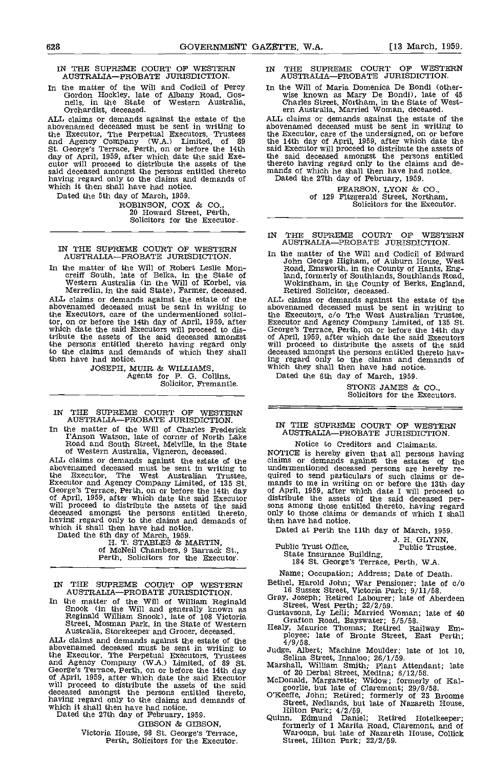IN THE SUPREME COURT OF WESTERN AUSTRALIA—PROBATE JURISDICTION.

In the matter of the Will and Codicil of Percy Gordon Hockley, late of Albany Road, Gosnells, in the State of Western Australia, Orchardist, deceased.

ALL claims or demands against the estate of the abovenamed deceased must be sent in writing to the Executor, The Perpetual Executors, Trustees and Agency Company (W.A.) Limited, of 89 St. George's Terrace, Perth, on or before the 14th day of April, 1959, after which date the said Executor will proceed to distribute the assets of the said deceased amongst the persons entitled thereto having regard only to the claims and demands of which it then shall have had notice.

Dated the 5th day of March, 1959.

ROBINSON, COX & CO.,
20 Howard Street, Perth,
Solicitors for the Executor.

---

IN THE SUPREME COURT OF WESTERN AUSTRALIA—PROBATE JURISDICTION.

In the matter of the Will of Robert Leslie Moncreiff South, late of Belka, in the State of Western Australia (in the Will of Korbel, via Merredin, in the said State), Farmer, deceased.

ALL claims or demands against the estate of the abovenamed deceased must be sent in writing to the Executors, care of the undermentioned solicitor, on or before the 14th day of April, 1959, after which date the said Executors will proceed to distribute the assets of the said deceased amongst the persons entitled thereto having regard only to the claims and demands of which they shall then have had notice.

JOSEPH, MUIR & WILLIAMS,
Agents for P. G. Collins,
Solicitor, Fremantle.

---

IN THE SUPREME COURT OF WESTERN AUSTRALIA—PROBATE JURISDICTION.

In the matter of the Will of Charles Frederick I'Anson Watson, late of corner of North Lake Road and South Street, Melville, in the State of Western Australia, Vigneron, deceased.

ALL claims or demands against the estate of the abovenamed deceased must be sent in writing to the Executor, The West Australian Trustee, Executor and Agency Company Limited, of 135 St. George's Terrace, Perth, on or before the 14th day of April, 1959, after which date the said Executor will proceed to distribute the assets of the said deceased amongst the persons entitled thereto, having regard only to the claims and demands of which it shall then have had notice.

Dated the 6th day of March, 1959.

H. T. STABLES & MARTIN,
of McNeil Chambers, 9 Barrack St.,
Perth, Solicitors for the Executor.

---

IN THE SUPREME COURT OF WESTERN AUSTRALIA—PROBATE JURISDICTION.

In the matter of the Will of William Reginald Snook (in the Will and generally known as Reginald William Snook), late of 108 Victoria Street, Mosman Park, in the State of Western Australia, Storekeeper and Grocer, deceased.

ALL claims and demands against the estate of the abovenamed deceased must be sent in writing to the Executor, The Perpetual Executors, Trustees and Agency Company (W.A.) Limited, of 89 St. George's Terrace, Perth, on or before the 14th day of April, 1959, after which date the said Executor will proceed to distribute the assets of the said deceased amongst the persons entitled thereto, having regard only to the claims and demands of which it shall then have had notice.

Dated the 27th day of February, 1959.

GIBSON & GIBSON,
Victoria House, 98 St. George's Terrace,
Perth, Solicitors for the Executor.

---

IN THE SUPREME COURT OF WESTERN AUSTRALIA—PROBATE JURISDICTION.

In the Will of Maria Domenica De Bondi (otherwise known as Mary De Bondi), late of 45 Charles Street, Northam, in the State of Western Australia, Married Woman, deceased.

ALL claims or demands against the estate of the abovenamed deceased must be sent in writing to the Executor, care of the undersigned, on or before the 14th day of April, 1959, after which date the said Executor will proceed to distribute the assets of the said deceased amongst the persons entitled thereto having regard only to the claims and demands of which he shall then have had notice.

Dated the 27th day of February, 1959.

PEARSON, LYON & CO.,
of 129 Fitzgerald Street, Northam,
Solicitors for the Executor.

---

IN THE SUPREME COURT OF WESTERN AUSTRALIA—PROBATE JURISDICTION.

In the matter of the Will and Codicil of Edward John George Higham, of Auburn House, West Road, Emsworth, in the County of Hants, England, formerly of Southlands, Southlands Road, Wokingham, in the County of Berks, England, Retired Solicitor, deceased.

ALL claims or demands against the estate of the abovenamed deceased must be sent in writing to the Executors, c/o The West Australian Trustee, Executor and Agency Company Limited, of 135 St. George's Terrace, Perth, on or before the 14th day of April, 1959, after which date the said Executors will proceed to distribute the assets of the said deceased amongst the persons entitled thereto having regard only to the claims and demands of which they shall then have had notice.

Dated the 6th day of March, 1959.

STONE JAMES & CO.,
Solicitors for the Executors.

---

IN THE SUPREME COURT OF WESTERN AUSTRALIA—PROBATE JURISDICTION.

Notice to Creditors and Claimants.

NOTICE is hereby given that all persons having claims or demands against the estates of the undermentioned deceased persons are hereby required to send particulars of such claims or demands to me in writing on or before the 13th day of April, 1959, after which date I will proceed to distribute the assets of the said deceased persons among those entitled thereto, having regard only to those claims or demands of which I shall then have had notice.

Dated at Perth the 11th day of March, 1959.

J. H. GLYNN,
Public Trustee.

Public Trust Office,
State Insurance Building,
184 St. George's Terrace, Perth, W.A.

Name; Occupation; Address; Date of Death.

Bethel, Harold John; War Pensioner; late of c/o 16 Sussex Street, Victoria Park; 9/11/58.

Gray, Joseph; Retired Labourer; late of Aberdeen Street, West Perth; 22/2/59.

Gustavsons, Ly Leili; Married Woman; late of 40 Grafton Road, Bayswater; 5/5/58.

Healy, Maurice Thomas; Retired Railway Employee; late of Bronte Street, East Perth; 4/9/58.

Judge, Albert; Machine Moulder; late of lot 10, Selina Street, Innaloo; 26/1/59.

Marshall, William Smith; Plant Attendant; late of 20 Derbal Street, Medina; 6/12/58.

McDonald, Margarette; Widow; formerly of Kalgoorlie, but late of Claremont; 29/8/58.

O'Keeffe, John; Retired; formerly of 23 Broome Street, Nedlands, but late of Nazareth House, Hilton Park; 4/2/59.

Quinn, Edmund Daniel; Retired Hotelkeeper; formerly of 1 Marita Road, Claremont, and of Waroona, but late of Nazareth House, Collick Street, Hilton Park; 22/2/59.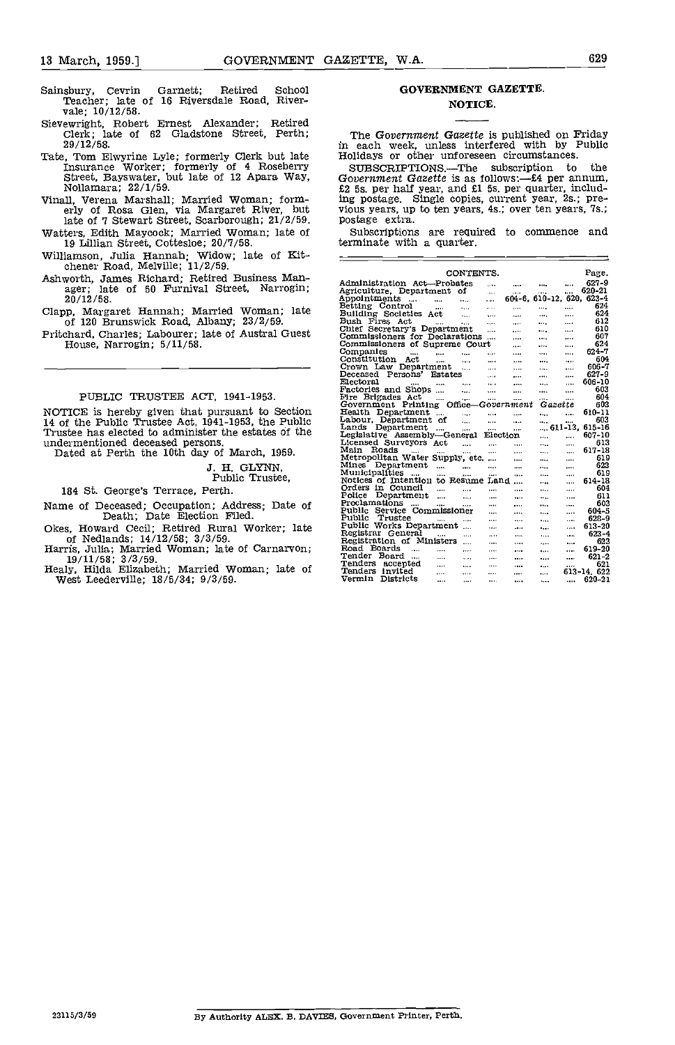Sainsbury, Cevrin Garnett; Retired School Teacher; late of 16 Riversdale Road, Rivervale; 10/12/58.

Sievewright, Robert Ernest Alexander; Retired Clerk; late of 62 Gladstone Street, Perth; 29/12/58.

Tate, Tom Elwyrine Lyle; formerly Clerk but late Insurance Worker; formerly of 4 Roseberry Street, Bayswater, but late of 12 Apara Way, Nollamara; 22/1/59.

Vinall, Verena Marshall; Married Woman; formerly of Rosa Glen, via Margaret River, but late of 7 Stewart Street, Scarborough; 21/2/59.

Watters, Edith Maycock; Married Woman; late of 19 Lillian Street, Cottesloe; 20/7/58.

Williamson, Julia Hannah; Widow; late of Kitchener Road, Melville; 11/2/59.

Ashworth, James Richard; Retired Business Manager; late of 50 Furnival Street, Narrogin; 20/12/58.

Clapp, Margaret Hannah; Married Woman; late of 120 Brunswick Road, Albany; 23/2/59.

Pritchard, Charles; Labourer; late of Austral Guest House, Narrogin; 5/11/58.

---

## PUBLIC TRUSTEE ACT, 1941-1953.

NOTICE is hereby given that pursuant to Section 14 of the Public Trustee Act, 1941-1953, the Public Trustee has elected to administer the estates of the undermentioned deceased persons.

Dated at Perth the 10th day of March, 1959.

J. H. GLYNN,
Public Trustee,

134 St. George's Terrace, Perth.

Name of Deceased; Occupation; Address; Date of Death; Date Election Filed.

Okes, Howard Cecil; Retired Rural Worker; late of Nedlands; 14/12/58; 3/3/59.

Harris, Julia; Married Woman; late of Carnarvon; 19/11/58; 3/3/59.

Healy, Hilda Elizabeth; Married Woman; late of West Leederville; 18/5/34; 9/3/59.

## GOVERNMENT GAZETTE.

### NOTICE.

The *Government Gazette* is published on Friday in each week, unless interfered with by Public Holidays or other unforeseen circumstances.

SUBSCRIPTIONS.—The subscription to the *Government Gazette* is as follows:—£4 per annum, £2 5s. per half year, and £1 5s. per quarter, including postage. Single copies, current year, 2s.; previous years, up to ten years, 4s.; over ten years, 7s.; postage extra.

Subscriptions are required to commence and terminate with a quarter.

---

### CONTENTS.

| | Page. |
|---|---|
| Administration Act—Probates | 627-9 |
| Agriculture, Department of | 620-21 |
| Appointments | 604-6, 610-12, 620, 623-4 |
| Betting Control | 624 |
| Building Societies Act | 624 |
| Bush Fires Act | 612 |
| Chief Secretary's Department | 610 |
| Commissioners for Declarations | 607 |
| Commissioners of Supreme Court | 624 |
| Companies | 624-7 |
| Constitution Act | 604 |
| Crown Law Department | 606-7 |
| Deceased Persons' Estates | 627-9 |
| Electoral | 606-10 |
| Factories and Shops | 603 |
| Fire Brigades Act | 604 |
| Government Printing Office—*Government Gazette* | 603 |
| Health Department | 610-11 |
| Labour, Department of | 603 |
| Lands Department | 611-13, 615-16 |
| Legislative Assembly—General Election | 607-10 |
| Licensed Surveyors Act | 613 |
| Main Roads | 617-18 |
| Metropolitan Water Supply, etc. | 619 |
| Mines Department | 623 |
| Municipalities | 619 |
| Notices of Intention to Resume Land | 614-18 |
| Orders in Council | 604 |
| Police Department | 611 |
| Proclamations | 603 |
| Public Service Commissioner | 604-5 |
| Public Trustee | 628-9 |
| Public Works Department | 613-20 |
| Registrar General | 623-4 |
| Registration of Ministers | 623 |
| Road Boards | 619-20 |
| Tender Board | 621-2 |
| Tenders accepted | 621 |
| Tenders invited | 613-14, 622 |
| Vermin Districts | 620-21 |

23115/3/59

By Authority ALEX. B. DAVIES, Government Printer, Perth.